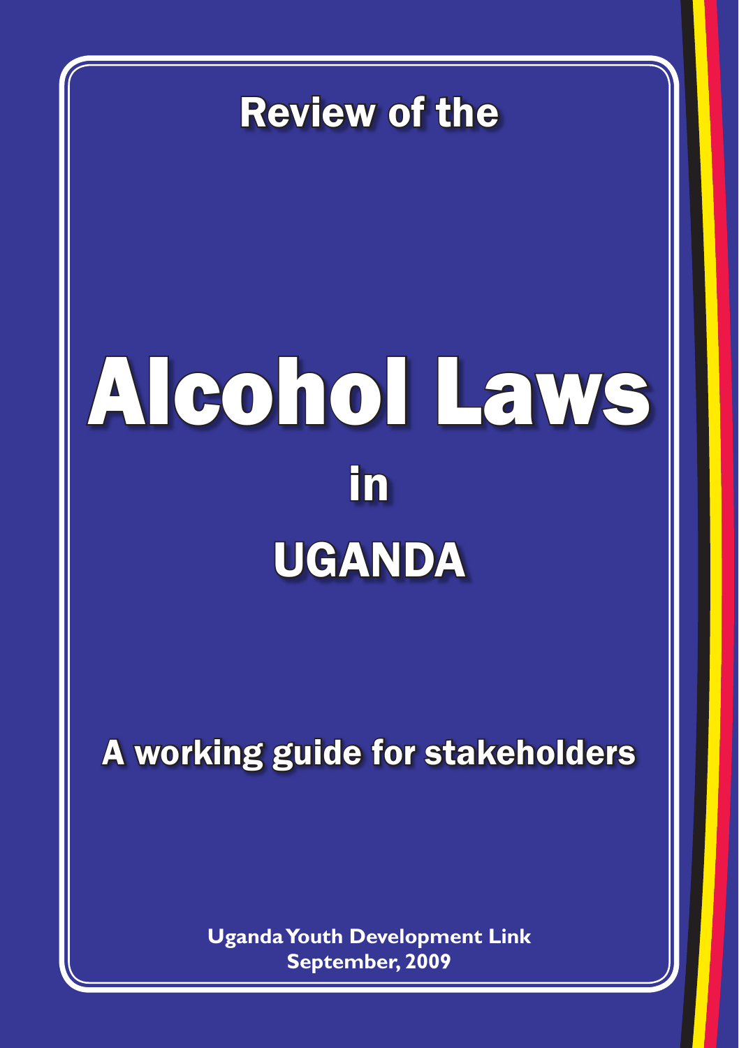Review of the

# Alcohol Laws in UGANDA

## A working guide for stakeholders

**Uganda Youth Development Link**
**September, 2009**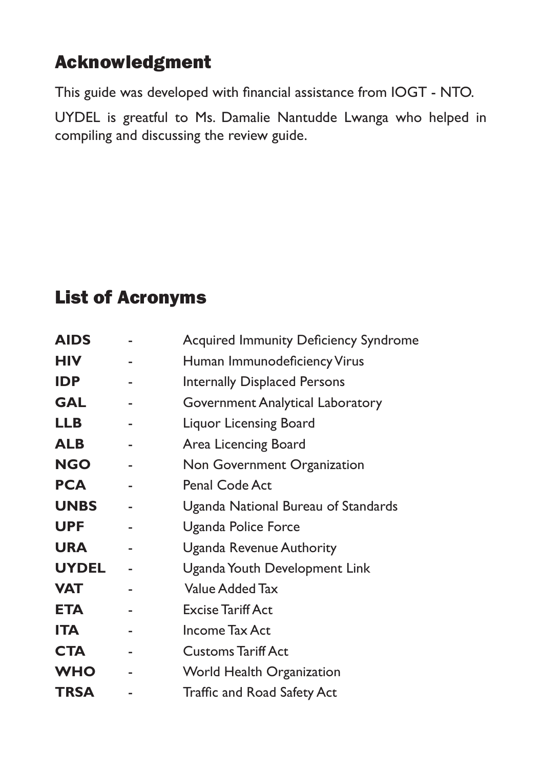## Acknowledgment

This guide was developed with financial assistance from IOGT - NTO.

UYDEL is greatful to Ms. Damalie Nantudde Lwanga who helped in compiling and discussing the review guide.

## List of Acronyms

| | | |
|---|---|---|
| **AIDS** | - | Acquired Immunity Deficiency Syndrome |
| **HIV** | - | Human Immunodeficiency Virus |
| **IDP** | - | Internally Displaced Persons |
| **GAL** | - | Government Analytical Laboratory |
| **LLB** | - | Liquor Licensing Board |
| **ALB** | - | Area Licencing Board |
| **NGO** | - | Non Government Organization |
| **PCA** | - | Penal Code Act |
| **UNBS** | - | Uganda National Bureau of Standards |
| **UPF** | - | Uganda Police Force |
| **URA** | - | Uganda Revenue Authority |
| **UYDEL** | - | Uganda Youth Development Link |
| **VAT** | - | Value Added Tax |
| **ETA** | - | Excise Tariff Act |
| **ITA** | - | Income Tax Act |
| **CTA** | - | Customs Tariff Act |
| **WHO** | - | World Health Organization |
| **TRSA** | - | Traffic and Road Safety Act |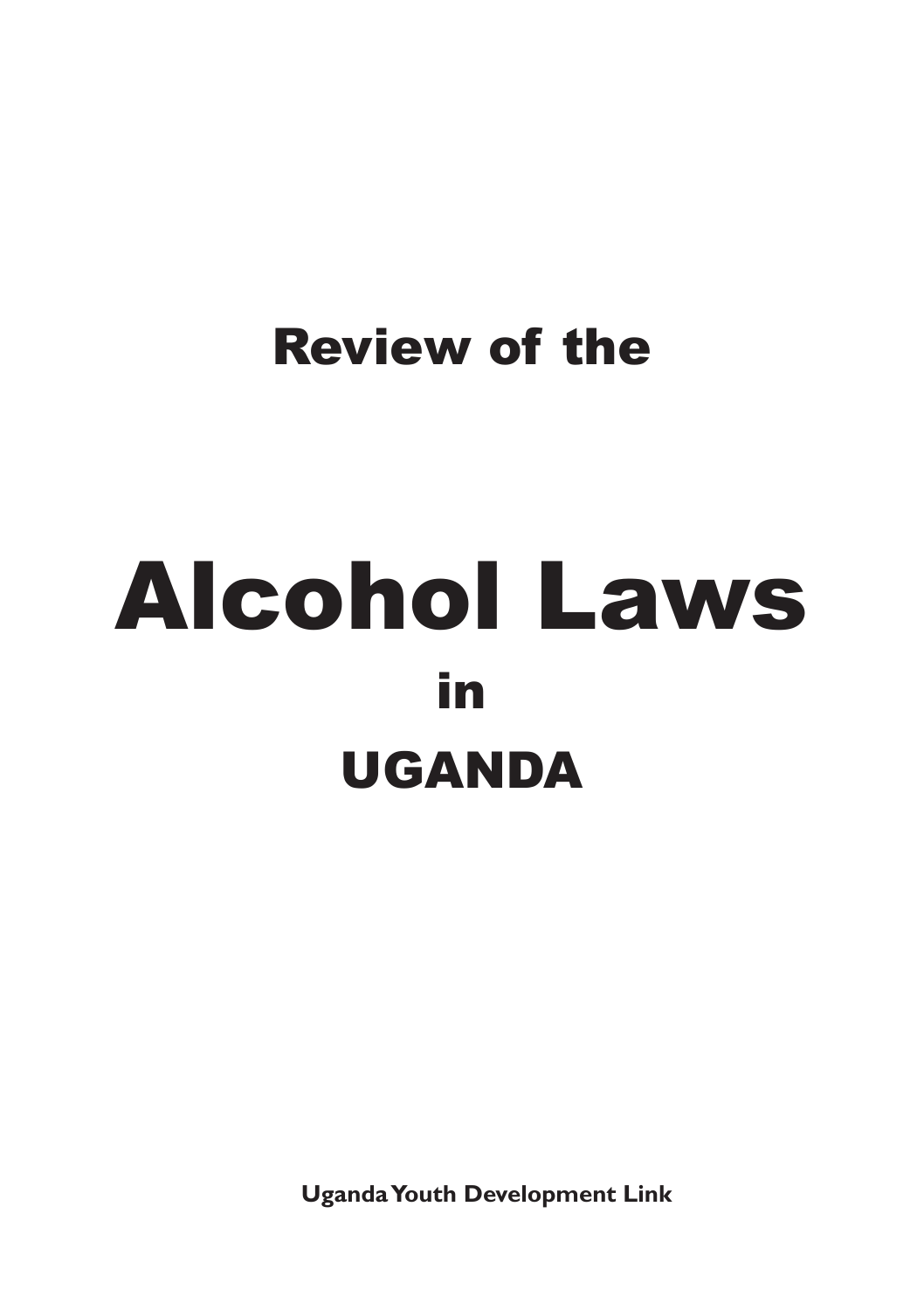## Review of the

# Alcohol Laws

## in

## UGANDA

**Uganda Youth Development Link**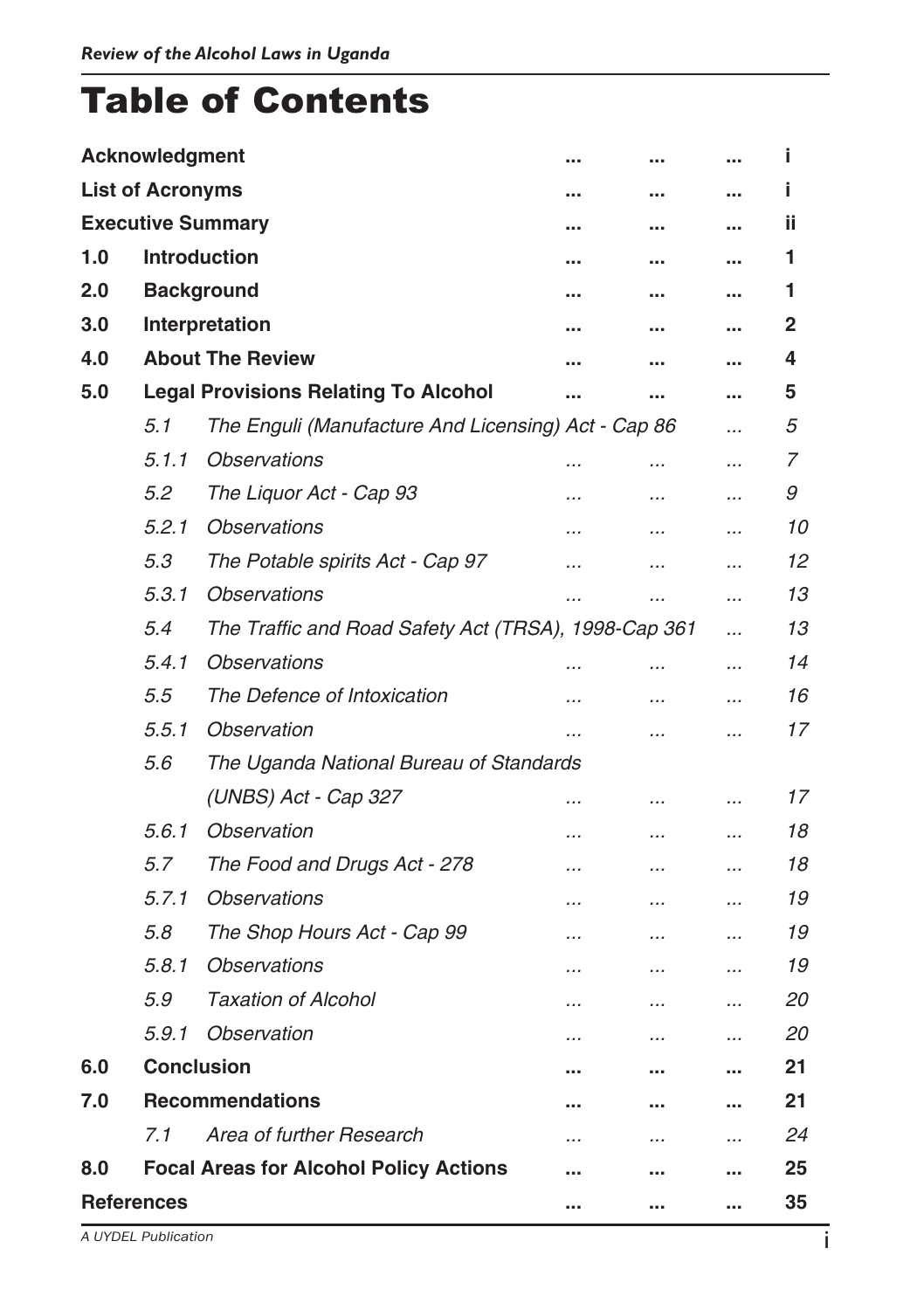# Table of Contents

| | | |
|---|---|---|
| **Acknowledgment** | | **i** |
| **List of Acronyms** | | **i** |
| **Executive Summary** | | **ii** |
| **1.0** | **Introduction** | **1** |
| **2.0** | **Background** | **1** |
| **3.0** | **Interpretation** | **2** |
| **4.0** | **About The Review** | **4** |
| **5.0** | **Legal Provisions Relating To Alcohol** | **5** |
| *5.1* | *The Enguli (Manufacture And Licensing) Act - Cap 86* | *5* |
| *5.1.1* | *Observations* | *7* |
| *5.2* | *The Liquor Act - Cap 93* | *9* |
| *5.2.1* | *Observations* | *10* |
| *5.3* | *The Potable spirits Act - Cap 97* | *12* |
| *5.3.1* | *Observations* | *13* |
| *5.4* | *The Traffic and Road Safety Act (TRSA), 1998-Cap 361* | *13* |
| *5.4.1* | *Observations* | *14* |
| *5.5* | *The Defence of Intoxication* | *16* |
| *5.5.1* | *Observation* | *17* |
| *5.6* | *The Uganda National Bureau of Standards (UNBS) Act - Cap 327* | *17* |
| *5.6.1* | *Observation* | *18* |
| *5.7* | *The Food and Drugs Act - 278* | *18* |
| *5.7.1* | *Observations* | *19* |
| *5.8* | *The Shop Hours Act - Cap 99* | *19* |
| *5.8.1* | *Observations* | *19* |
| *5.9* | *Taxation of Alcohol* | *20* |
| *5.9.1* | *Observation* | *20* |
| **6.0** | **Conclusion** | **21** |
| **7.0** | **Recommendations** | **21** |
| *7.1* | *Area of further Research* | *24* |
| **8.0** | **Focal Areas for Alcohol Policy Actions** | **25** |
| **References** | | **35** |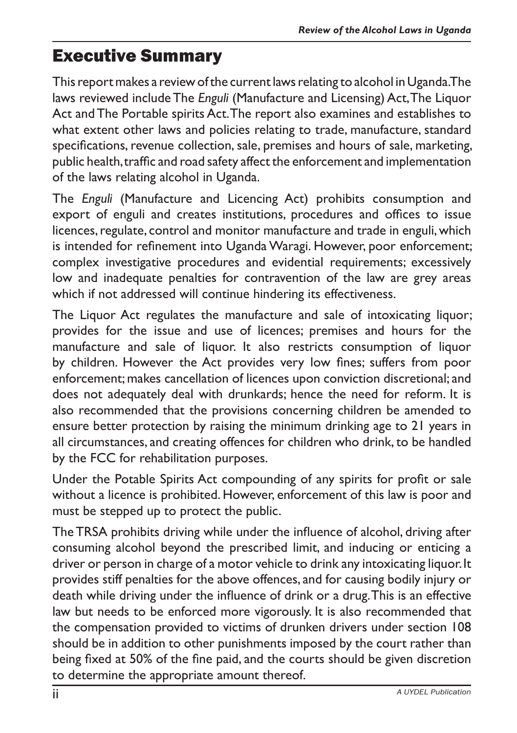# Executive Summary

This report makes a review of the current laws relating to alcohol in Uganda. The laws reviewed include The *Enguli* (Manufacture and Licensing) Act, The Liquor Act and The Portable spirits Act. The report also examines and establishes to what extent other laws and policies relating to trade, manufacture, standard specifications, revenue collection, sale, premises and hours of sale, marketing, public health, traffic and road safety affect the enforcement and implementation of the laws relating alcohol in Uganda.

The *Enguli* (Manufacture and Licencing Act) prohibits consumption and export of enguli and creates institutions, procedures and offices to issue licences, regulate, control and monitor manufacture and trade in enguli, which is intended for refinement into Uganda Waragi. However, poor enforcement; complex investigative procedures and evidential requirements; excessively low and inadequate penalties for contravention of the law are grey areas which if not addressed will continue hindering its effectiveness.

The Liquor Act regulates the manufacture and sale of intoxicating liquor; provides for the issue and use of licences; premises and hours for the manufacture and sale of liquor. It also restricts consumption of liquor by children. However the Act provides very low fines; suffers from poor enforcement; makes cancellation of licences upon conviction discretional; and does not adequately deal with drunkards; hence the need for reform. It is also recommended that the provisions concerning children be amended to ensure better protection by raising the minimum drinking age to 21 years in all circumstances, and creating offences for children who drink, to be handled by the FCC for rehabilitation purposes.

Under the Potable Spirits Act compounding of any spirits for profit or sale without a licence is prohibited. However, enforcement of this law is poor and must be stepped up to protect the public.

The TRSA prohibits driving while under the influence of alcohol, driving after consuming alcohol beyond the prescribed limit, and inducing or enticing a driver or person in charge of a motor vehicle to drink any intoxicating liquor. It provides stiff penalties for the above offences, and for causing bodily injury or death while driving under the influence of drink or a drug. This is an effective law but needs to be enforced more vigorously. It is also recommended that the compensation provided to victims of drunken drivers under section 108 should be in addition to other punishments imposed by the court rather than being fixed at 50% of the fine paid, and the courts should be given discretion to determine the appropriate amount thereof.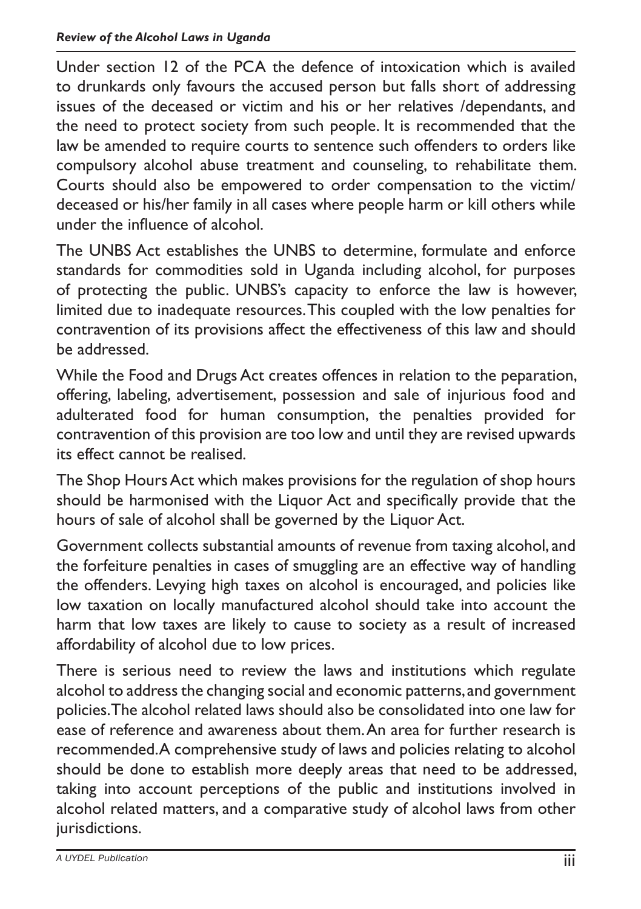Under section 12 of the PCA the defence of intoxication which is availed to drunkards only favours the accused person but falls short of addressing issues of the deceased or victim and his or her relatives /dependants, and the need to protect society from such people. It is recommended that the law be amended to require courts to sentence such offenders to orders like compulsory alcohol abuse treatment and counseling, to rehabilitate them. Courts should also be empowered to order compensation to the victim/ deceased or his/her family in all cases where people harm or kill others while under the influence of alcohol.

The UNBS Act establishes the UNBS to determine, formulate and enforce standards for commodities sold in Uganda including alcohol, for purposes of protecting the public. UNBS's capacity to enforce the law is however, limited due to inadequate resources. This coupled with the low penalties for contravention of its provisions affect the effectiveness of this law and should be addressed.

While the Food and Drugs Act creates offences in relation to the peparation, offering, labeling, advertisement, possession and sale of injurious food and adulterated food for human consumption, the penalties provided for contravention of this provision are too low and until they are revised upwards its effect cannot be realised.

The Shop Hours Act which makes provisions for the regulation of shop hours should be harmonised with the Liquor Act and specifically provide that the hours of sale of alcohol shall be governed by the Liquor Act.

Government collects substantial amounts of revenue from taxing alcohol, and the forfeiture penalties in cases of smuggling are an effective way of handling the offenders. Levying high taxes on alcohol is encouraged, and policies like low taxation on locally manufactured alcohol should take into account the harm that low taxes are likely to cause to society as a result of increased affordability of alcohol due to low prices.

There is serious need to review the laws and institutions which regulate alcohol to address the changing social and economic patterns, and government policies. The alcohol related laws should also be consolidated into one law for ease of reference and awareness about them. An area for further research is recommended. A comprehensive study of laws and policies relating to alcohol should be done to establish more deeply areas that need to be addressed, taking into account perceptions of the public and institutions involved in alcohol related matters, and a comparative study of alcohol laws from other jurisdictions.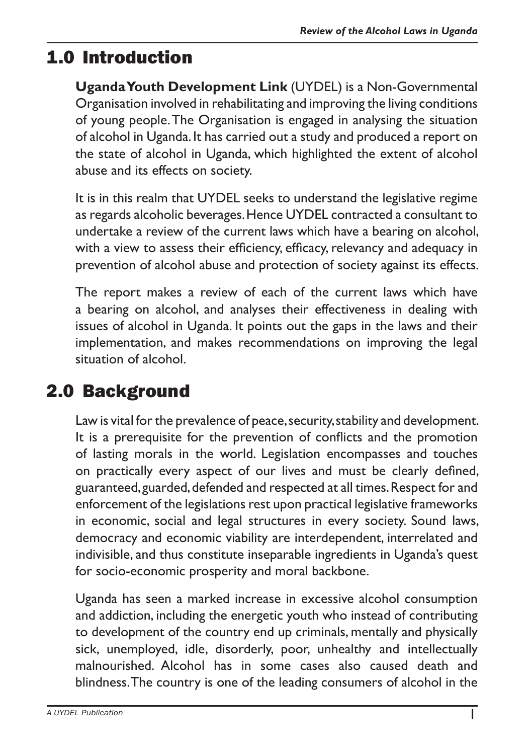# 1.0 Introduction

**Uganda Youth Development Link** (UYDEL) is a Non-Governmental Organisation involved in rehabilitating and improving the living conditions of young people. The Organisation is engaged in analysing the situation of alcohol in Uganda. It has carried out a study and produced a report on the state of alcohol in Uganda, which highlighted the extent of alcohol abuse and its effects on society.

It is in this realm that UYDEL seeks to understand the legislative regime as regards alcoholic beverages. Hence UYDEL contracted a consultant to undertake a review of the current laws which have a bearing on alcohol, with a view to assess their efficiency, efficacy, relevancy and adequacy in prevention of alcohol abuse and protection of society against its effects.

The report makes a review of each of the current laws which have a bearing on alcohol, and analyses their effectiveness in dealing with issues of alcohol in Uganda. It points out the gaps in the laws and their implementation, and makes recommendations on improving the legal situation of alcohol.

# 2.0 Background

Law is vital for the prevalence of peace, security, stability and development. It is a prerequisite for the prevention of conflicts and the promotion of lasting morals in the world. Legislation encompasses and touches on practically every aspect of our lives and must be clearly defined, guaranteed, guarded, defended and respected at all times. Respect for and enforcement of the legislations rest upon practical legislative frameworks in economic, social and legal structures in every society. Sound laws, democracy and economic viability are interdependent, interrelated and indivisible, and thus constitute inseparable ingredients in Uganda's quest for socio-economic prosperity and moral backbone.

Uganda has seen a marked increase in excessive alcohol consumption and addiction, including the energetic youth who instead of contributing to development of the country end up criminals, mentally and physically sick, unemployed, idle, disorderly, poor, unhealthy and intellectually malnourished. Alcohol has in some cases also caused death and blindness. The country is one of the leading consumers of alcohol in the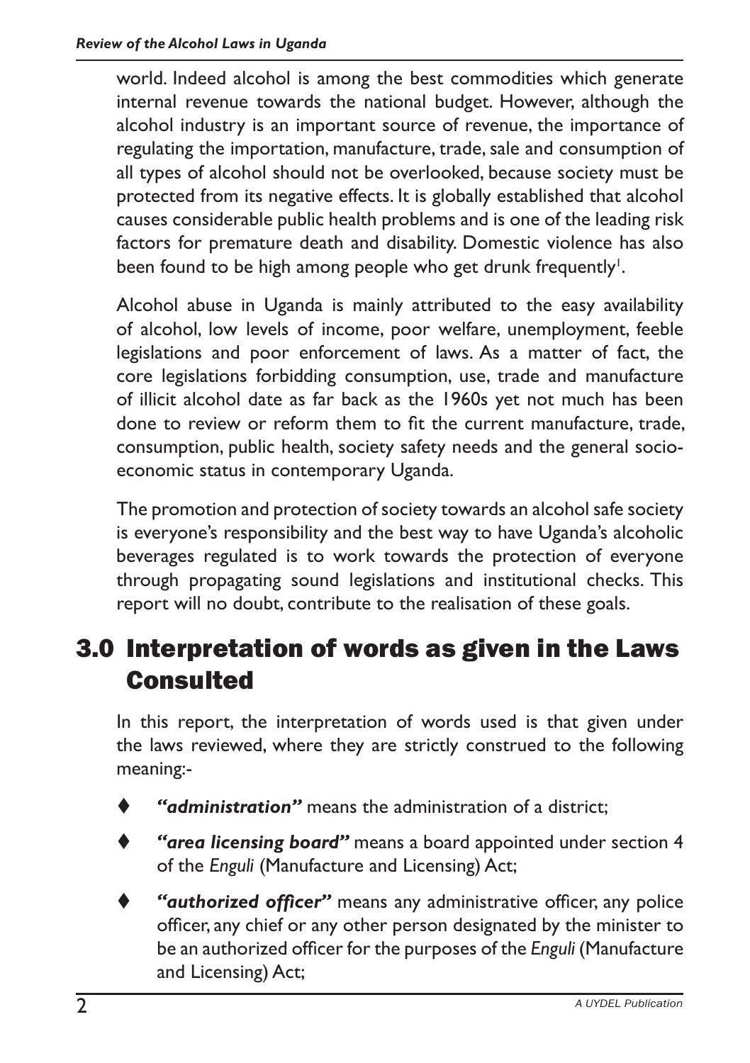world. Indeed alcohol is among the best commodities which generate internal revenue towards the national budget. However, although the alcohol industry is an important source of revenue, the importance of regulating the importation, manufacture, trade, sale and consumption of all types of alcohol should not be overlooked, because society must be protected from its negative effects. It is globally established that alcohol causes considerable public health problems and is one of the leading risk factors for premature death and disability. Domestic violence has also been found to be high among people who get drunk frequently[1].

Alcohol abuse in Uganda is mainly attributed to the easy availability of alcohol, low levels of income, poor welfare, unemployment, feeble legislations and poor enforcement of laws. As a matter of fact, the core legislations forbidding consumption, use, trade and manufacture of illicit alcohol date as far back as the 1960s yet not much has been done to review or reform them to fit the current manufacture, trade, consumption, public health, society safety needs and the general socio-economic status in contemporary Uganda.

The promotion and protection of society towards an alcohol safe society is everyone's responsibility and the best way to have Uganda's alcoholic beverages regulated is to work towards the protection of everyone through propagating sound legislations and institutional checks. This report will no doubt, contribute to the realisation of these goals.

## 3.0 Interpretation of words as given in the Laws Consulted

In this report, the interpretation of words used is that given under the laws reviewed, where they are strictly construed to the following meaning:-

- ***"administration"*** means the administration of a district;
- ***"area licensing board"*** means a board appointed under section 4 of the *Enguli* (Manufacture and Licensing) Act;
- ***"authorized officer"*** means any administrative officer, any police officer, any chief or any other person designated by the minister to be an authorized officer for the purposes of the *Enguli* (Manufacture and Licensing) Act;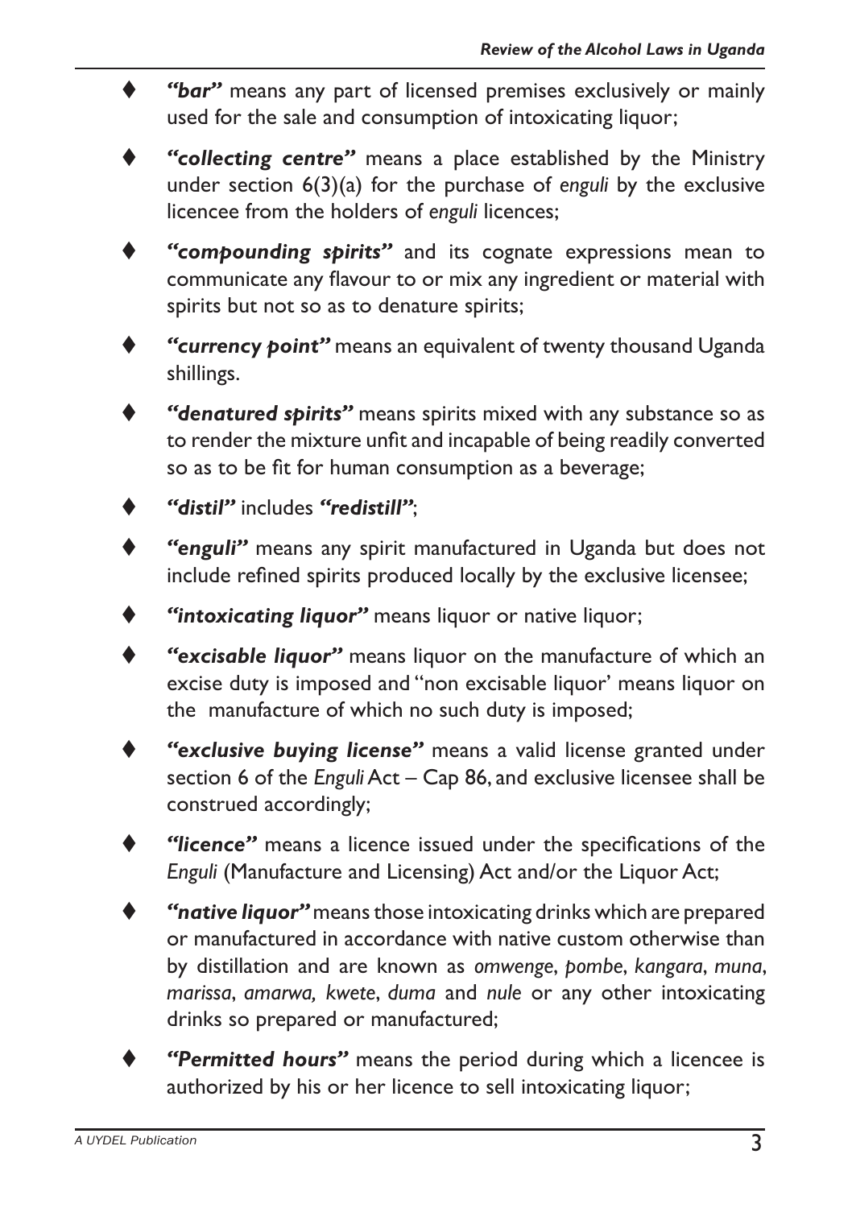- ***"bar"*** means any part of licensed premises exclusively or mainly used for the sale and consumption of intoxicating liquor;

- ***"collecting centre"*** means a place established by the Ministry under section 6(3)(a) for the purchase of *enguli* by the exclusive licencee from the holders of *enguli* licences;

- ***"compounding spirits"*** and its cognate expressions mean to communicate any flavour to or mix any ingredient or material with spirits but not so as to denature spirits;

- ***"currency point"*** means an equivalent of twenty thousand Uganda shillings.

- ***"denatured spirits"*** means spirits mixed with any substance so as to render the mixture unfit and incapable of being readily converted so as to be fit for human consumption as a beverage;

- ***"distil"*** includes ***"redistill"***;

- ***"enguli"*** means any spirit manufactured in Uganda but does not include refined spirits produced locally by the exclusive licensee;

- ***"intoxicating liquor"*** means liquor or native liquor;

- ***"excisable liquor"*** means liquor on the manufacture of which an excise duty is imposed and "non excisable liquor' means liquor on the manufacture of which no such duty is imposed;

- ***"exclusive buying license"*** means a valid license granted under section 6 of the *Enguli* Act – Cap 86, and exclusive licensee shall be construed accordingly;

- ***"licence"*** means a licence issued under the specifications of the *Enguli* (Manufacture and Licensing) Act and/or the Liquor Act;

- ***"native liquor"*** means those intoxicating drinks which are prepared or manufactured in accordance with native custom otherwise than by distillation and are known as *omwenge*, *pombe*, *kangara*, *muna*, *marissa*, *amarwa, kwete*, *duma* and *nule* or any other intoxicating drinks so prepared or manufactured;

- ***"Permitted hours"*** means the period during which a licencee is authorized by his or her licence to sell intoxicating liquor;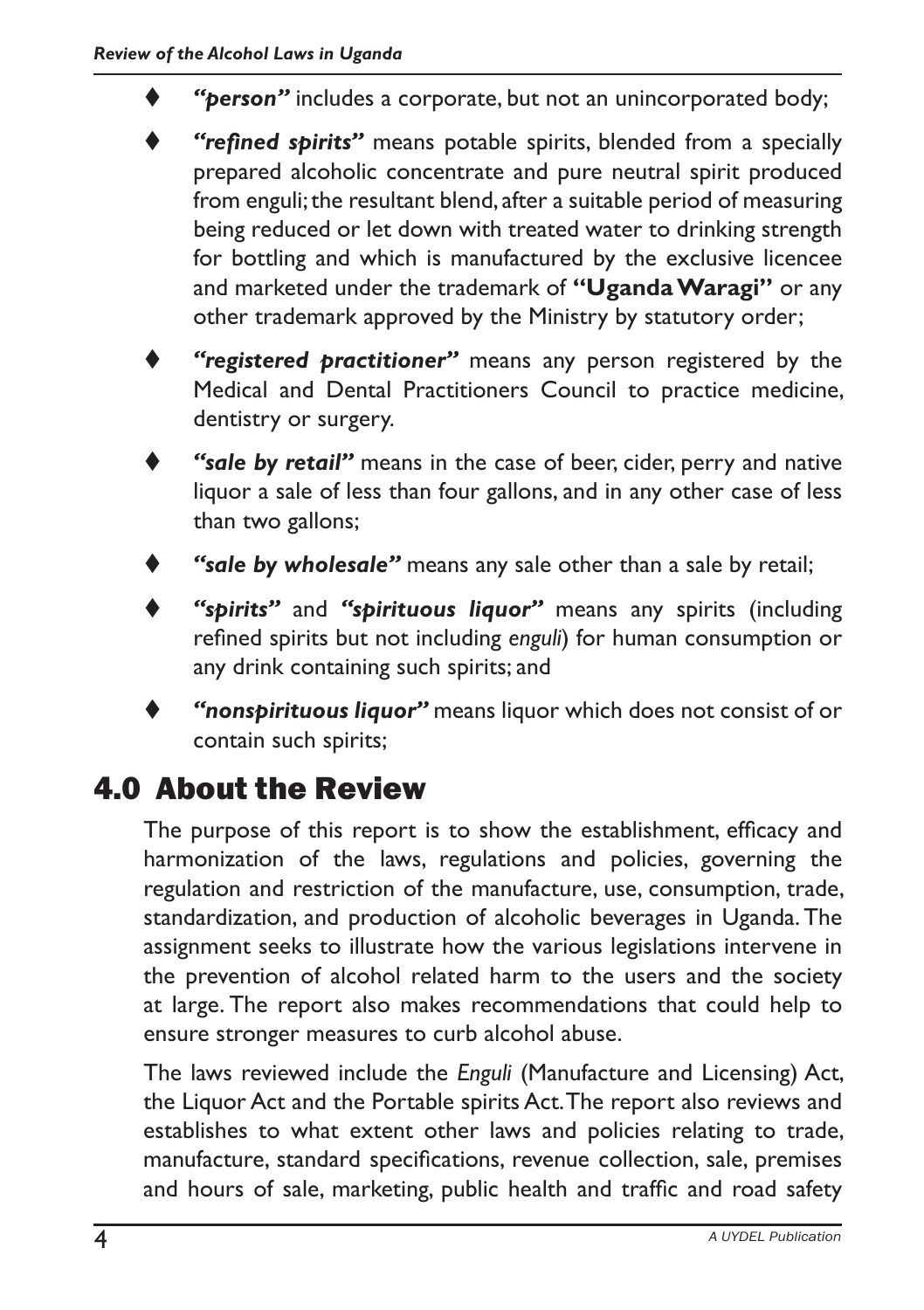- ***"person"*** includes a corporate, but not an unincorporated body;
- ***"refined spirits"*** means potable spirits, blended from a specially prepared alcoholic concentrate and pure neutral spirit produced from enguli; the resultant blend, after a suitable period of measuring being reduced or let down with treated water to drinking strength for bottling and which is manufactured by the exclusive licencee and marketed under the trademark of **"Uganda Waragi"** or any other trademark approved by the Ministry by statutory order;
- ***"registered practitioner"*** means any person registered by the Medical and Dental Practitioners Council to practice medicine, dentistry or surgery.
- ***"sale by retail"*** means in the case of beer, cider, perry and native liquor a sale of less than four gallons, and in any other case of less than two gallons;
- ***"sale by wholesale"*** means any sale other than a sale by retail;
- ***"spirits"*** and ***"spirituous liquor"*** means any spirits (including refined spirits but not including *enguli*) for human consumption or any drink containing such spirits; and
- ***"nonspirituous liquor"*** means liquor which does not consist of or contain such spirits;

## 4.0 About the Review

The purpose of this report is to show the establishment, efficacy and harmonization of the laws, regulations and policies, governing the regulation and restriction of the manufacture, use, consumption, trade, standardization, and production of alcoholic beverages in Uganda. The assignment seeks to illustrate how the various legislations intervene in the prevention of alcohol related harm to the users and the society at large. The report also makes recommendations that could help to ensure stronger measures to curb alcohol abuse.

The laws reviewed include the *Enguli* (Manufacture and Licensing) Act, the Liquor Act and the Portable spirits Act. The report also reviews and establishes to what extent other laws and policies relating to trade, manufacture, standard specifications, revenue collection, sale, premises and hours of sale, marketing, public health and traffic and road safety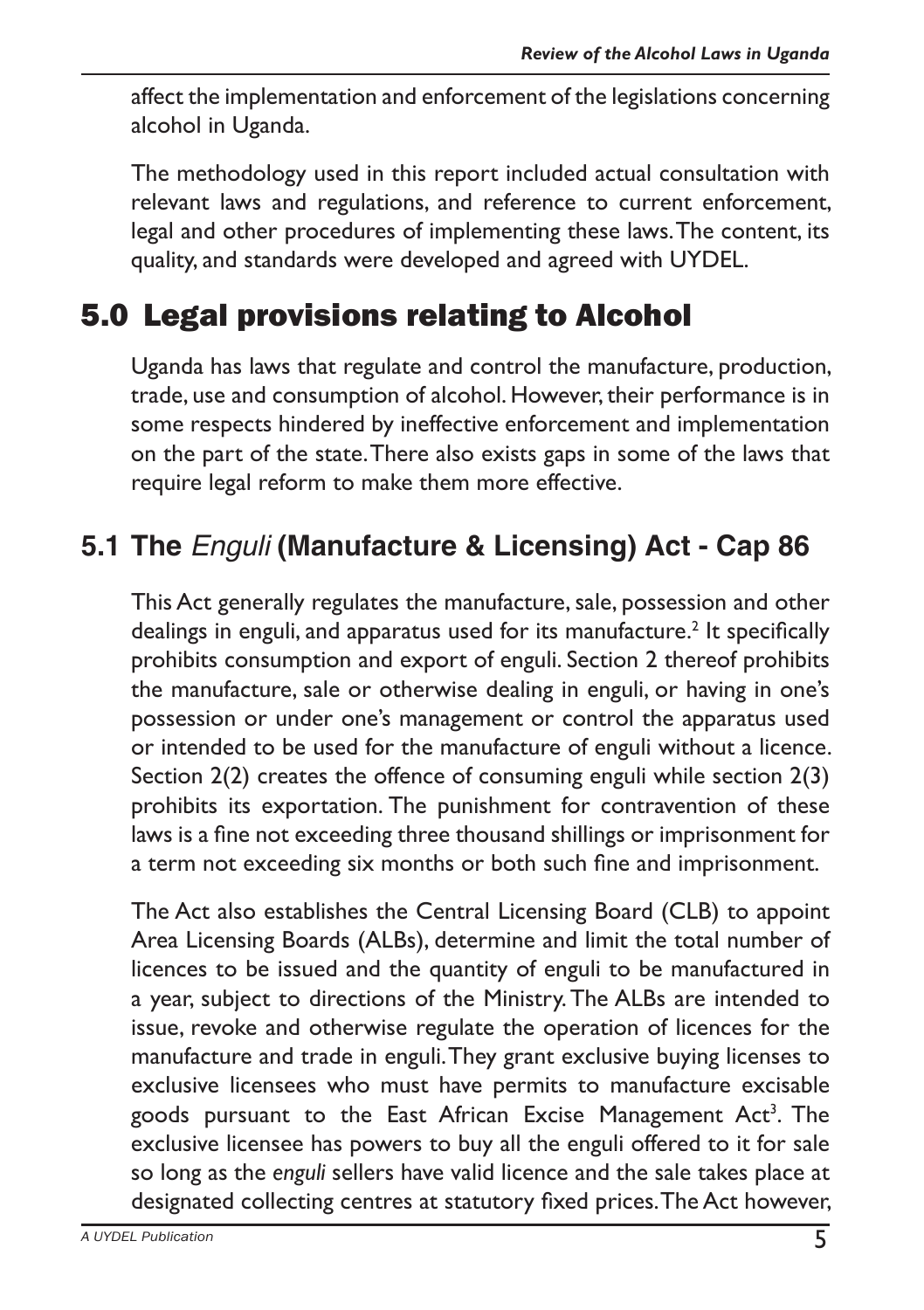affect the implementation and enforcement of the legislations concerning alcohol in Uganda.

The methodology used in this report included actual consultation with relevant laws and regulations, and reference to current enforcement, legal and other procedures of implementing these laws. The content, its quality, and standards were developed and agreed with UYDEL.

# 5.0 Legal provisions relating to Alcohol

Uganda has laws that regulate and control the manufacture, production, trade, use and consumption of alcohol. However, their performance is in some respects hindered by ineffective enforcement and implementation on the part of the state. There also exists gaps in some of the laws that require legal reform to make them more effective.

## 5.1 The *Enguli* (Manufacture & Licensing) Act - Cap 86

This Act generally regulates the manufacture, sale, possession and other dealings in enguli, and apparatus used for its manufacture.[2] It specifically prohibits consumption and export of enguli. Section 2 thereof prohibits the manufacture, sale or otherwise dealing in enguli, or having in one's possession or under one's management or control the apparatus used or intended to be used for the manufacture of enguli without a licence. Section 2(2) creates the offence of consuming enguli while section 2(3) prohibits its exportation. The punishment for contravention of these laws is a fine not exceeding three thousand shillings or imprisonment for a term not exceeding six months or both such fine and imprisonment.

The Act also establishes the Central Licensing Board (CLB) to appoint Area Licensing Boards (ALBs), determine and limit the total number of licences to be issued and the quantity of enguli to be manufactured in a year, subject to directions of the Ministry. The ALBs are intended to issue, revoke and otherwise regulate the operation of licences for the manufacture and trade in enguli. They grant exclusive buying licenses to exclusive licensees who must have permits to manufacture excisable goods pursuant to the East African Excise Management Act[3]. The exclusive licensee has powers to buy all the enguli offered to it for sale so long as the *enguli* sellers have valid licence and the sale takes place at designated collecting centres at statutory fixed prices. The Act however,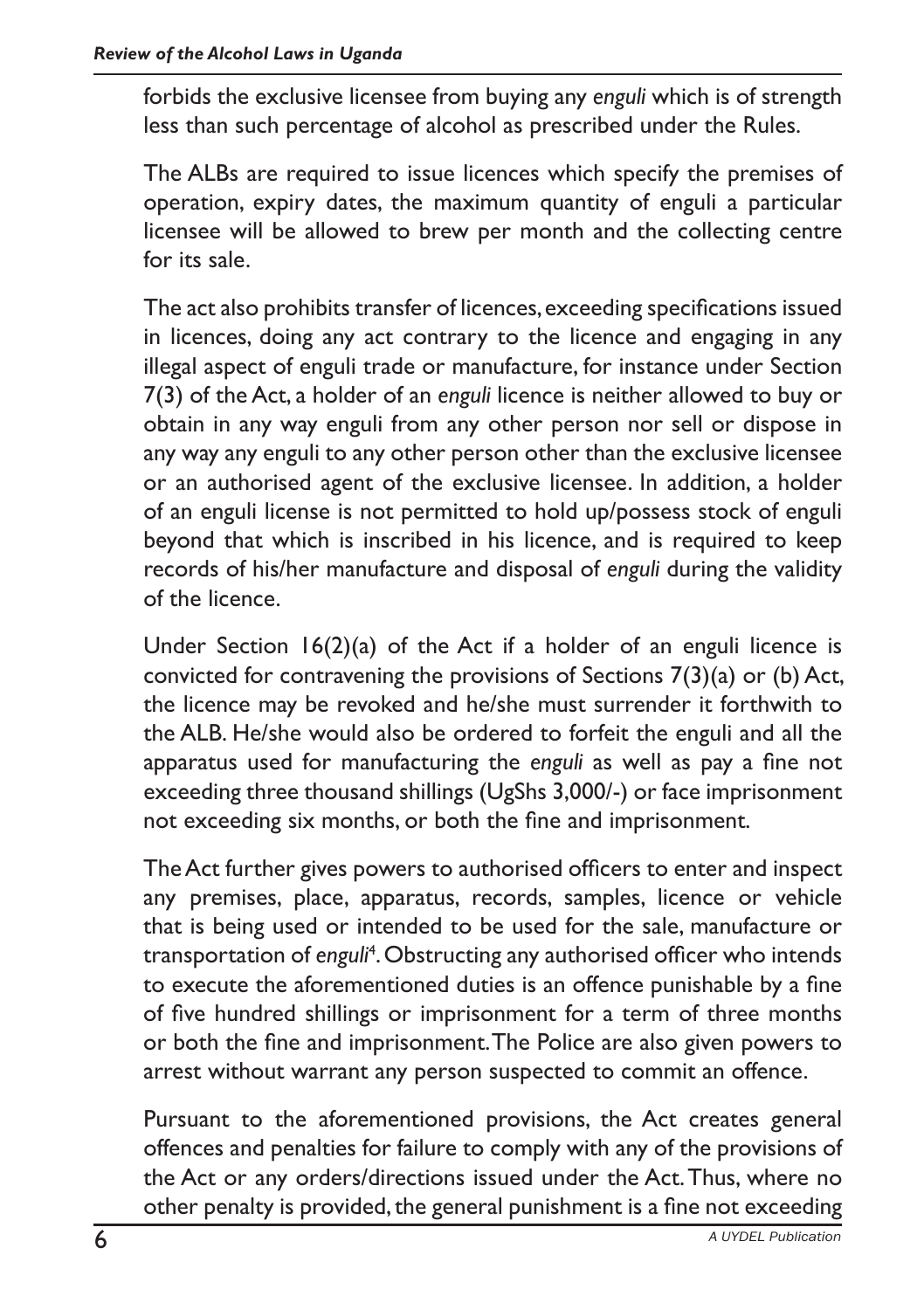forbids the exclusive licensee from buying any *enguli* which is of strength less than such percentage of alcohol as prescribed under the Rules.

The ALBs are required to issue licences which specify the premises of operation, expiry dates, the maximum quantity of enguli a particular licensee will be allowed to brew per month and the collecting centre for its sale.

The act also prohibits transfer of licences, exceeding specifications issued in licences, doing any act contrary to the licence and engaging in any illegal aspect of enguli trade or manufacture, for instance under Section 7(3) of the Act, a holder of an *enguli* licence is neither allowed to buy or obtain in any way enguli from any other person nor sell or dispose in any way any enguli to any other person other than the exclusive licensee or an authorised agent of the exclusive licensee. In addition, a holder of an enguli license is not permitted to hold up/possess stock of enguli beyond that which is inscribed in his licence, and is required to keep records of his/her manufacture and disposal of *enguli* during the validity of the licence.

Under Section 16(2)(a) of the Act if a holder of an enguli licence is convicted for contravening the provisions of Sections 7(3)(a) or (b) Act, the licence may be revoked and he/she must surrender it forthwith to the ALB. He/she would also be ordered to forfeit the enguli and all the apparatus used for manufacturing the *enguli* as well as pay a fine not exceeding three thousand shillings (UgShs 3,000/-) or face imprisonment not exceeding six months, or both the fine and imprisonment.

The Act further gives powers to authorised officers to enter and inspect any premises, place, apparatus, records, samples, licence or vehicle that is being used or intended to be used for the sale, manufacture or transportation of *enguli*[4]. Obstructing any authorised officer who intends to execute the aforementioned duties is an offence punishable by a fine of five hundred shillings or imprisonment for a term of three months or both the fine and imprisonment. The Police are also given powers to arrest without warrant any person suspected to commit an offence.

Pursuant to the aforementioned provisions, the Act creates general offences and penalties for failure to comply with any of the provisions of the Act or any orders/directions issued under the Act. Thus, where no other penalty is provided, the general punishment is a fine not exceeding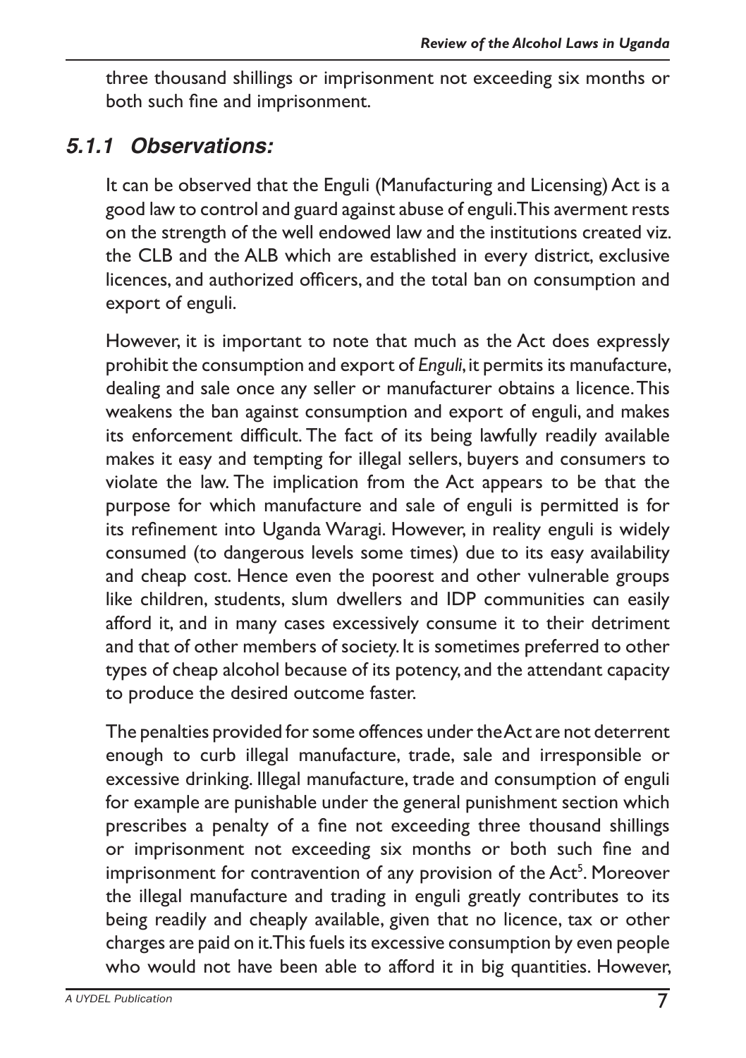three thousand shillings or imprisonment not exceeding six months or both such fine and imprisonment.

### *5.1.1 Observations:*

It can be observed that the Enguli (Manufacturing and Licensing) Act is a good law to control and guard against abuse of enguli. This averment rests on the strength of the well endowed law and the institutions created viz. the CLB and the ALB which are established in every district, exclusive licences, and authorized officers, and the total ban on consumption and export of enguli.

However, it is important to note that much as the Act does expressly prohibit the consumption and export of *Enguli*, it permits its manufacture, dealing and sale once any seller or manufacturer obtains a licence. This weakens the ban against consumption and export of enguli, and makes its enforcement difficult. The fact of its being lawfully readily available makes it easy and tempting for illegal sellers, buyers and consumers to violate the law. The implication from the Act appears to be that the purpose for which manufacture and sale of enguli is permitted is for its refinement into Uganda Waragi. However, in reality enguli is widely consumed (to dangerous levels some times) due to its easy availability and cheap cost. Hence even the poorest and other vulnerable groups like children, students, slum dwellers and IDP communities can easily afford it, and in many cases excessively consume it to their detriment and that of other members of society. It is sometimes preferred to other types of cheap alcohol because of its potency, and the attendant capacity to produce the desired outcome faster.

The penalties provided for some offences under the Act are not deterrent enough to curb illegal manufacture, trade, sale and irresponsible or excessive drinking. Illegal manufacture, trade and consumption of enguli for example are punishable under the general punishment section which prescribes a penalty of a fine not exceeding three thousand shillings or imprisonment not exceeding six months or both such fine and imprisonment for contravention of any provision of the Act[5]. Moreover the illegal manufacture and trading in enguli greatly contributes to its being readily and cheaply available, given that no licence, tax or other charges are paid on it. This fuels its excessive consumption by even people who would not have been able to afford it in big quantities. However,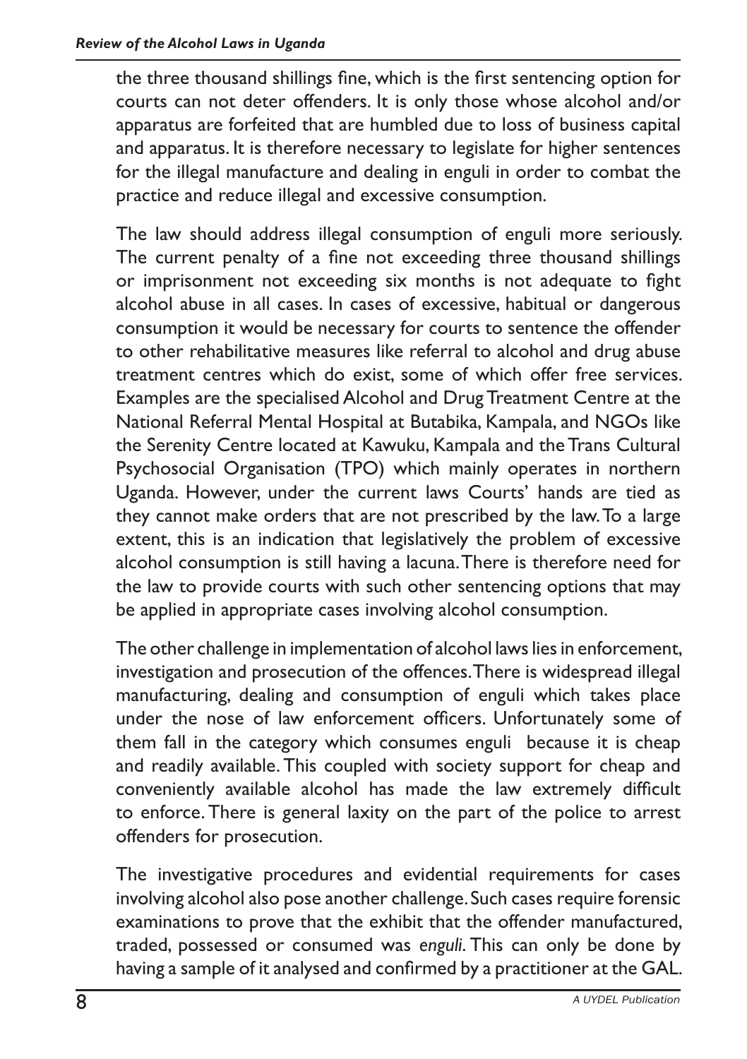the three thousand shillings fine, which is the first sentencing option for courts can not deter offenders. It is only those whose alcohol and/or apparatus are forfeited that are humbled due to loss of business capital and apparatus. It is therefore necessary to legislate for higher sentences for the illegal manufacture and dealing in enguli in order to combat the practice and reduce illegal and excessive consumption.

The law should address illegal consumption of enguli more seriously. The current penalty of a fine not exceeding three thousand shillings or imprisonment not exceeding six months is not adequate to fight alcohol abuse in all cases. In cases of excessive, habitual or dangerous consumption it would be necessary for courts to sentence the offender to other rehabilitative measures like referral to alcohol and drug abuse treatment centres which do exist, some of which offer free services. Examples are the specialised Alcohol and Drug Treatment Centre at the National Referral Mental Hospital at Butabika, Kampala, and NGOs like the Serenity Centre located at Kawuku, Kampala and the Trans Cultural Psychosocial Organisation (TPO) which mainly operates in northern Uganda. However, under the current laws Courts' hands are tied as they cannot make orders that are not prescribed by the law. To a large extent, this is an indication that legislatively the problem of excessive alcohol consumption is still having a lacuna. There is therefore need for the law to provide courts with such other sentencing options that may be applied in appropriate cases involving alcohol consumption.

The other challenge in implementation of alcohol laws lies in enforcement, investigation and prosecution of the offences. There is widespread illegal manufacturing, dealing and consumption of enguli which takes place under the nose of law enforcement officers. Unfortunately some of them fall in the category which consumes enguli because it is cheap and readily available. This coupled with society support for cheap and conveniently available alcohol has made the law extremely difficult to enforce. There is general laxity on the part of the police to arrest offenders for prosecution.

The investigative procedures and evidential requirements for cases involving alcohol also pose another challenge. Such cases require forensic examinations to prove that the exhibit that the offender manufactured, traded, possessed or consumed was *enguli*. This can only be done by having a sample of it analysed and confirmed by a practitioner at the GAL.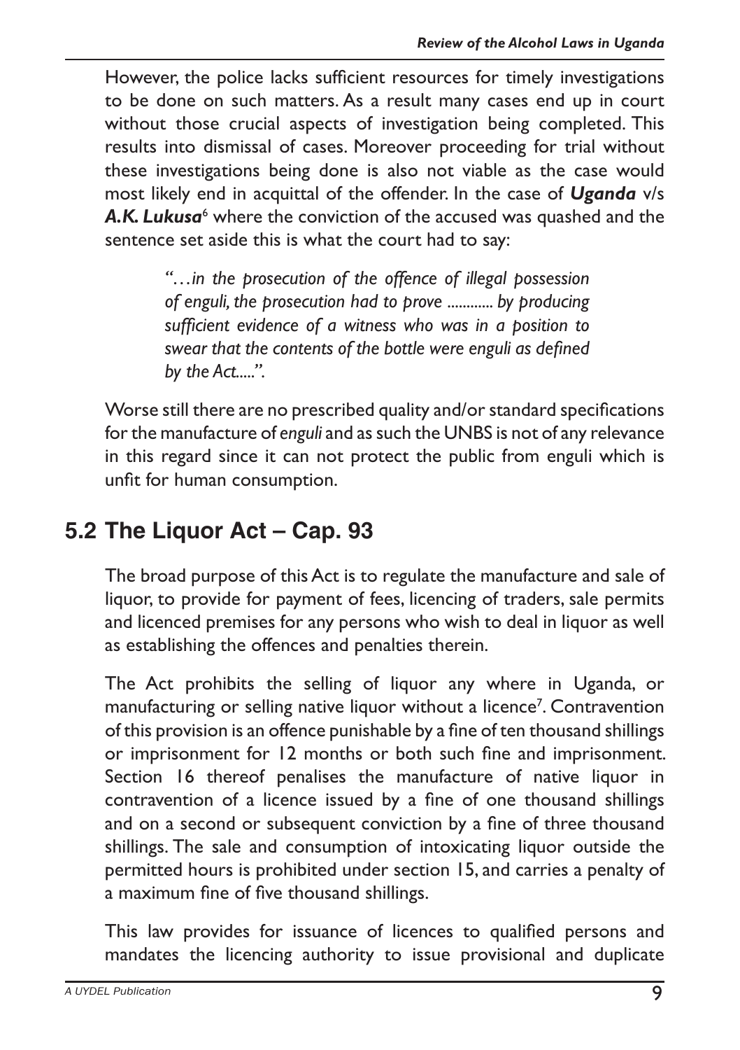However, the police lacks sufficient resources for timely investigations to be done on such matters. As a result many cases end up in court without those crucial aspects of investigation being completed. This results into dismissal of cases. Moreover proceeding for trial without these investigations being done is also not viable as the case would most likely end in acquittal of the offender. In the case of ***Uganda*** v/s ***A.K. Lukusa***[6] where the conviction of the accused was quashed and the sentence set aside this is what the court had to say:

> *"…in the prosecution of the offence of illegal possession of enguli, the prosecution had to prove ........... by producing sufficient evidence of a witness who was in a position to swear that the contents of the bottle were enguli as defined by the Act.....".*

Worse still there are no prescribed quality and/or standard specifications for the manufacture of *enguli* and as such the UNBS is not of any relevance in this regard since it can not protect the public from enguli which is unfit for human consumption.

## 5.2 The Liquor Act – Cap. 93

The broad purpose of this Act is to regulate the manufacture and sale of liquor, to provide for payment of fees, licencing of traders, sale permits and licenced premises for any persons who wish to deal in liquor as well as establishing the offences and penalties therein.

The Act prohibits the selling of liquor any where in Uganda, or manufacturing or selling native liquor without a licence[7]. Contravention of this provision is an offence punishable by a fine of ten thousand shillings or imprisonment for 12 months or both such fine and imprisonment. Section 16 thereof penalises the manufacture of native liquor in contravention of a licence issued by a fine of one thousand shillings and on a second or subsequent conviction by a fine of three thousand shillings. The sale and consumption of intoxicating liquor outside the permitted hours is prohibited under section 15, and carries a penalty of a maximum fine of five thousand shillings.

This law provides for issuance of licences to qualified persons and mandates the licencing authority to issue provisional and duplicate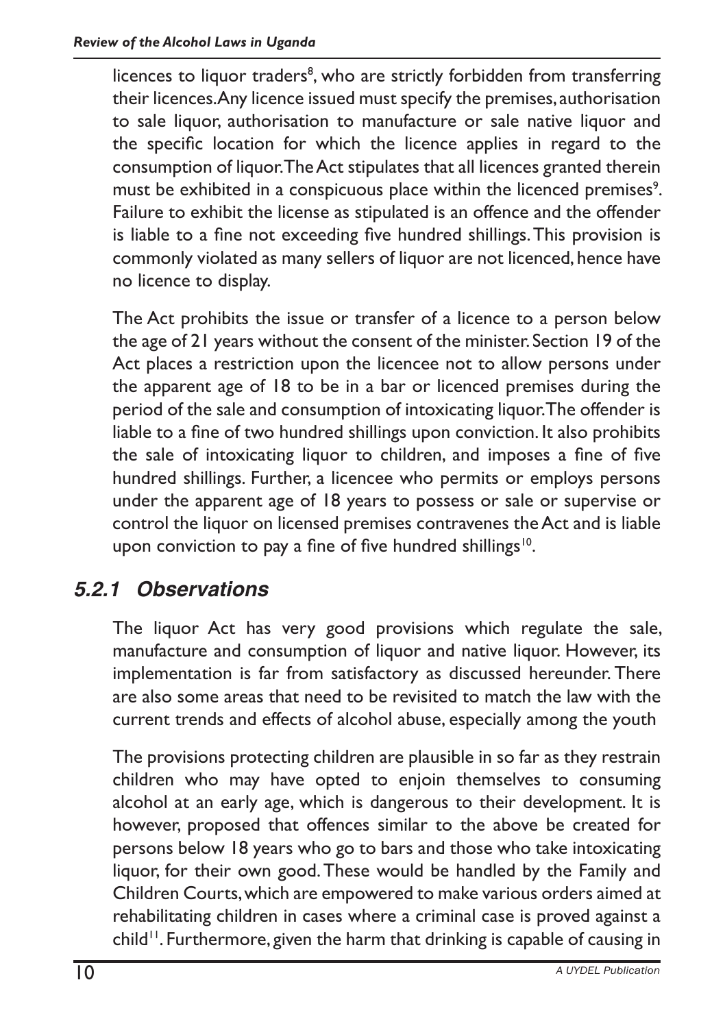licences to liquor traders[8], who are strictly forbidden from transferring their licences. Any licence issued must specify the premises, authorisation to sale liquor, authorisation to manufacture or sale native liquor and the specific location for which the licence applies in regard to the consumption of liquor. The Act stipulates that all licences granted therein must be exhibited in a conspicuous place within the licenced premises[9]. Failure to exhibit the license as stipulated is an offence and the offender is liable to a fine not exceeding five hundred shillings. This provision is commonly violated as many sellers of liquor are not licenced, hence have no licence to display.

The Act prohibits the issue or transfer of a licence to a person below the age of 21 years without the consent of the minister. Section 19 of the Act places a restriction upon the licencee not to allow persons under the apparent age of 18 to be in a bar or licenced premises during the period of the sale and consumption of intoxicating liquor. The offender is liable to a fine of two hundred shillings upon conviction. It also prohibits the sale of intoxicating liquor to children, and imposes a fine of five hundred shillings. Further, a licencee who permits or employs persons under the apparent age of 18 years to possess or sale or supervise or control the liquor on licensed premises contravenes the Act and is liable upon conviction to pay a fine of five hundred shillings[10].

### 5.2.1 Observations

The liquor Act has very good provisions which regulate the sale, manufacture and consumption of liquor and native liquor. However, its implementation is far from satisfactory as discussed hereunder. There are also some areas that need to be revisited to match the law with the current trends and effects of alcohol abuse, especially among the youth

The provisions protecting children are plausible in so far as they restrain children who may have opted to enjoin themselves to consuming alcohol at an early age, which is dangerous to their development. It is however, proposed that offences similar to the above be created for persons below 18 years who go to bars and those who take intoxicating liquor, for their own good. These would be handled by the Family and Children Courts, which are empowered to make various orders aimed at rehabilitating children in cases where a criminal case is proved against a child[11]. Furthermore, given the harm that drinking is capable of causing in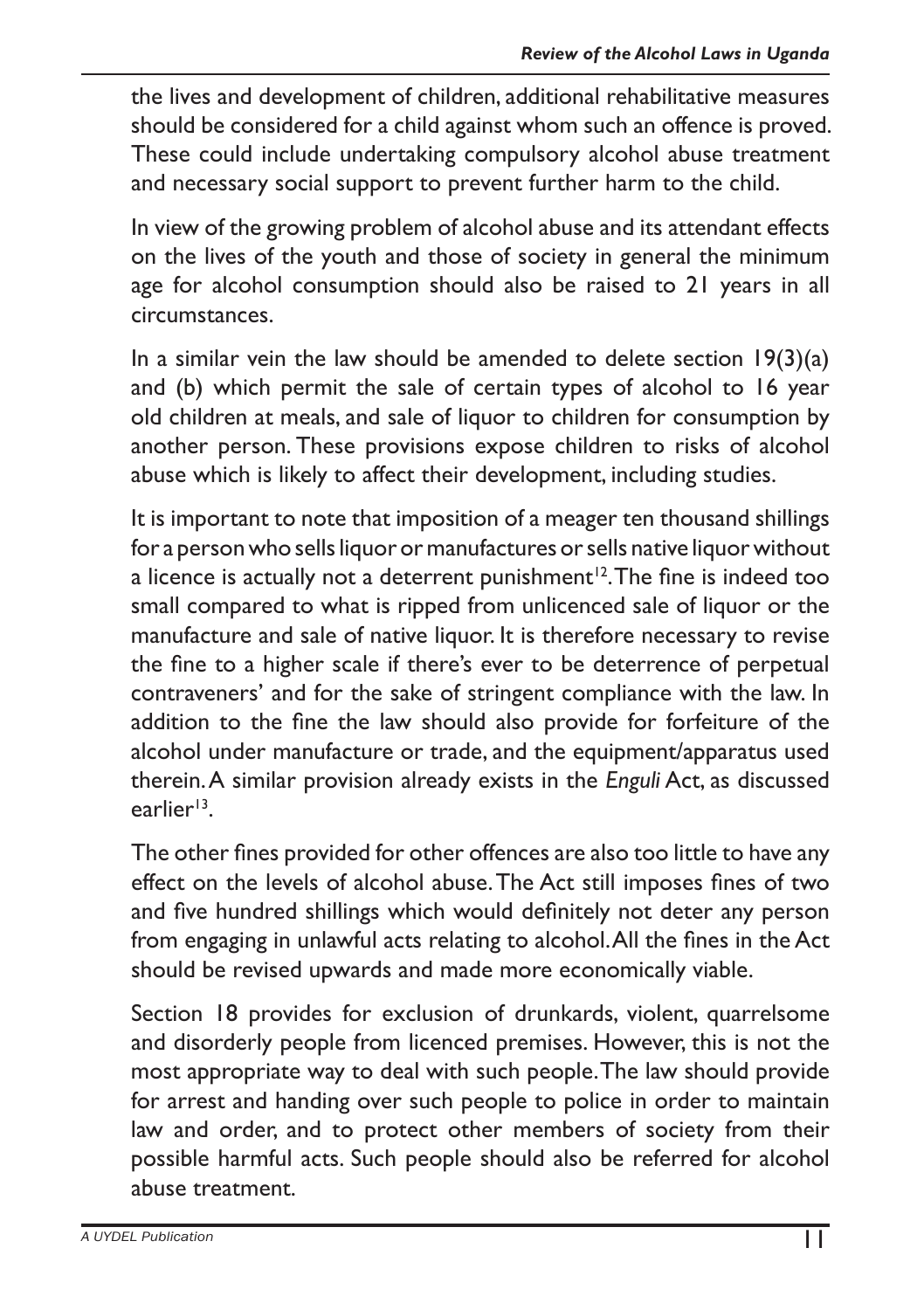the lives and development of children, additional rehabilitative measures should be considered for a child against whom such an offence is proved. These could include undertaking compulsory alcohol abuse treatment and necessary social support to prevent further harm to the child.

In view of the growing problem of alcohol abuse and its attendant effects on the lives of the youth and those of society in general the minimum age for alcohol consumption should also be raised to 21 years in all circumstances.

In a similar vein the law should be amended to delete section 19(3)(a) and (b) which permit the sale of certain types of alcohol to 16 year old children at meals, and sale of liquor to children for consumption by another person. These provisions expose children to risks of alcohol abuse which is likely to affect their development, including studies.

It is important to note that imposition of a meager ten thousand shillings for a person who sells liquor or manufactures or sells native liquor without a licence is actually not a deterrent punishment[12]. The fine is indeed too small compared to what is ripped from unlicenced sale of liquor or the manufacture and sale of native liquor. It is therefore necessary to revise the fine to a higher scale if there's ever to be deterrence of perpetual contraveners' and for the sake of stringent compliance with the law. In addition to the fine the law should also provide for forfeiture of the alcohol under manufacture or trade, and the equipment/apparatus used therein. A similar provision already exists in the *Enguli* Act, as discussed earlier[13].

The other fines provided for other offences are also too little to have any effect on the levels of alcohol abuse. The Act still imposes fines of two and five hundred shillings which would definitely not deter any person from engaging in unlawful acts relating to alcohol. All the fines in the Act should be revised upwards and made more economically viable.

Section 18 provides for exclusion of drunkards, violent, quarrelsome and disorderly people from licenced premises. However, this is not the most appropriate way to deal with such people. The law should provide for arrest and handing over such people to police in order to maintain law and order, and to protect other members of society from their possible harmful acts. Such people should also be referred for alcohol abuse treatment.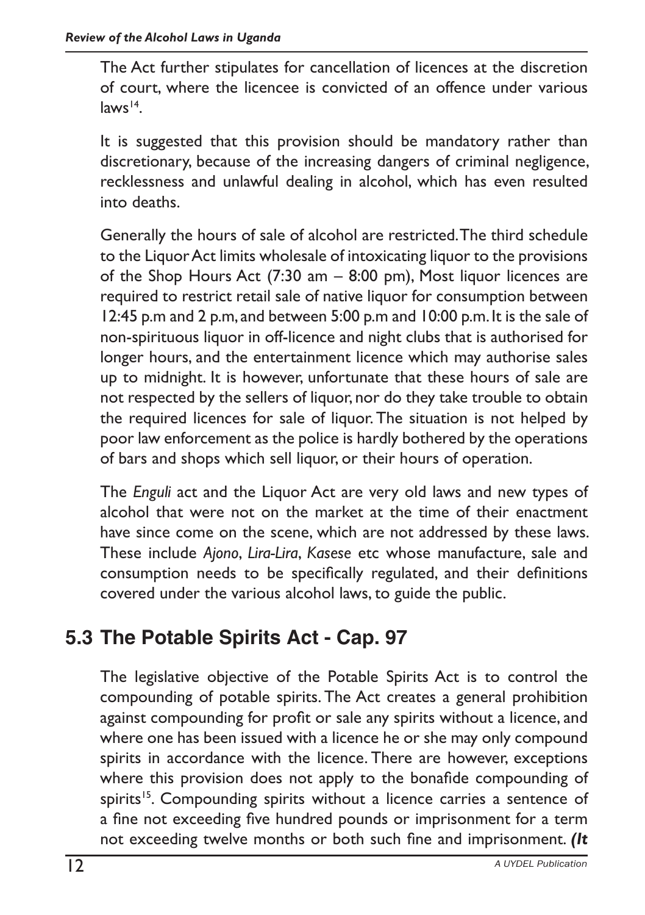The Act further stipulates for cancellation of licences at the discretion of court, where the licencee is convicted of an offence under various laws[14].

It is suggested that this provision should be mandatory rather than discretionary, because of the increasing dangers of criminal negligence, recklessness and unlawful dealing in alcohol, which has even resulted into deaths.

Generally the hours of sale of alcohol are restricted. The third schedule to the Liquor Act limits wholesale of intoxicating liquor to the provisions of the Shop Hours Act (7:30 am – 8:00 pm), Most liquor licences are required to restrict retail sale of native liquor for consumption between 12:45 p.m and 2 p.m, and between 5:00 p.m and 10:00 p.m. It is the sale of non-spirituous liquor in off-licence and night clubs that is authorised for longer hours, and the entertainment licence which may authorise sales up to midnight. It is however, unfortunate that these hours of sale are not respected by the sellers of liquor, nor do they take trouble to obtain the required licences for sale of liquor. The situation is not helped by poor law enforcement as the police is hardly bothered by the operations of bars and shops which sell liquor, or their hours of operation.

The *Enguli* act and the Liquor Act are very old laws and new types of alcohol that were not on the market at the time of their enactment have since come on the scene, which are not addressed by these laws. These include *Ajono*, *Lira-Lira*, *Kasese* etc whose manufacture, sale and consumption needs to be specifically regulated, and their definitions covered under the various alcohol laws, to guide the public.

## 5.3 The Potable Spirits Act - Cap. 97

The legislative objective of the Potable Spirits Act is to control the compounding of potable spirits. The Act creates a general prohibition against compounding for profit or sale any spirits without a licence, and where one has been issued with a licence he or she may only compound spirits in accordance with the licence. There are however, exceptions where this provision does not apply to the bonafide compounding of spirits[15]. Compounding spirits without a licence carries a sentence of a fine not exceeding five hundred pounds or imprisonment for a term not exceeding twelve months or both such fine and imprisonment. ***(It***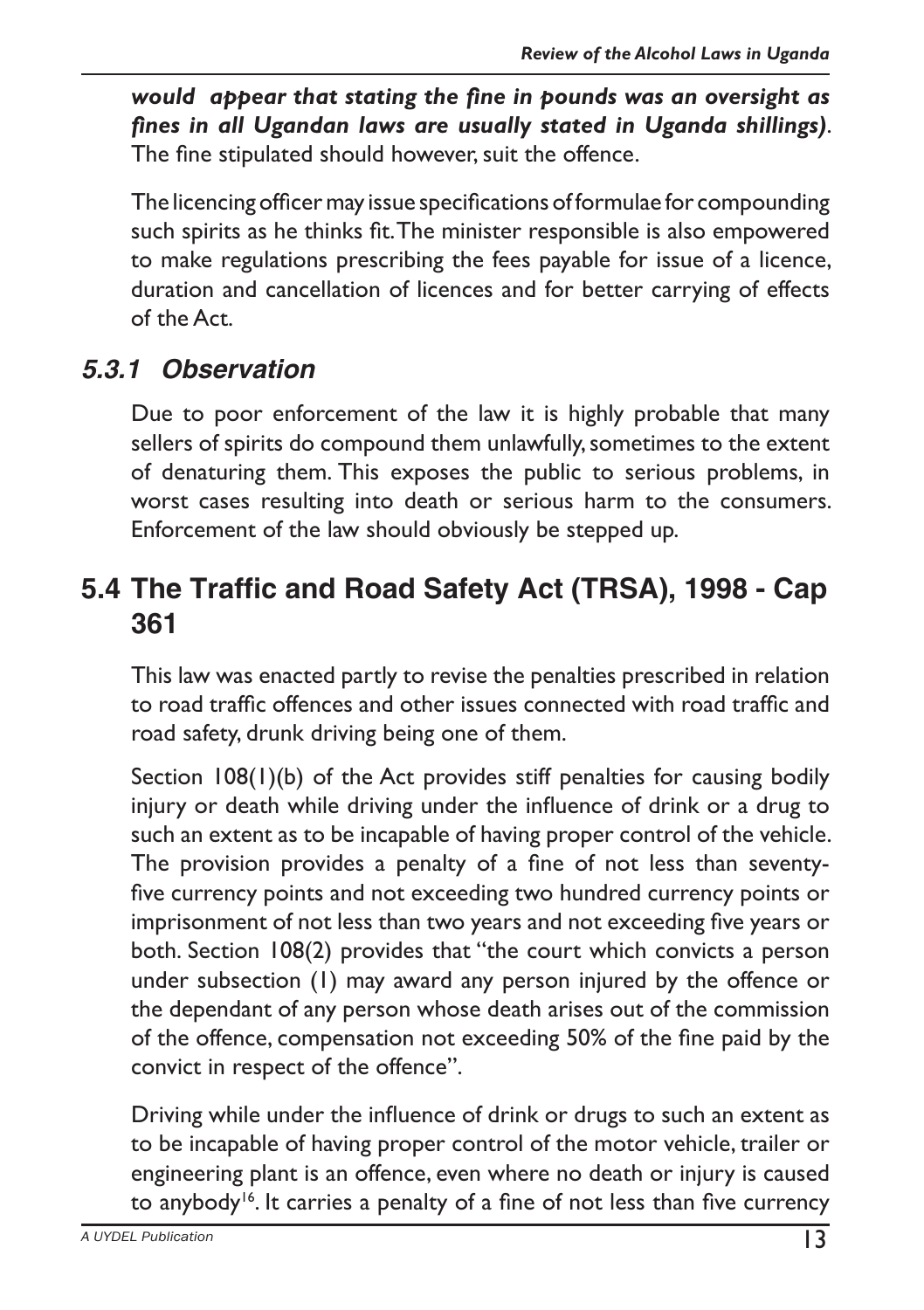***would appear that stating the fine in pounds was an oversight as fines in all Ugandan laws are usually stated in Uganda shillings)***. The fine stipulated should however, suit the offence.

The licencing officer may issue specifications of formulae for compounding such spirits as he thinks fit. The minister responsible is also empowered to make regulations prescribing the fees payable for issue of a licence, duration and cancellation of licences and for better carrying of effects of the Act.

### *5.3.1 Observation*

Due to poor enforcement of the law it is highly probable that many sellers of spirits do compound them unlawfully, sometimes to the extent of denaturing them. This exposes the public to serious problems, in worst cases resulting into death or serious harm to the consumers. Enforcement of the law should obviously be stepped up.

## 5.4 The Traffic and Road Safety Act (TRSA), 1998 - Cap 361

This law was enacted partly to revise the penalties prescribed in relation to road traffic offences and other issues connected with road traffic and road safety, drunk driving being one of them.

Section 108(1)(b) of the Act provides stiff penalties for causing bodily injury or death while driving under the influence of drink or a drug to such an extent as to be incapable of having proper control of the vehicle. The provision provides a penalty of a fine of not less than seventy-five currency points and not exceeding two hundred currency points or imprisonment of not less than two years and not exceeding five years or both. Section 108(2) provides that "the court which convicts a person under subsection (1) may award any person injured by the offence or the dependant of any person whose death arises out of the commission of the offence, compensation not exceeding 50% of the fine paid by the convict in respect of the offence".

Driving while under the influence of drink or drugs to such an extent as to be incapable of having proper control of the motor vehicle, trailer or engineering plant is an offence, even where no death or injury is caused to anybody[16]. It carries a penalty of a fine of not less than five currency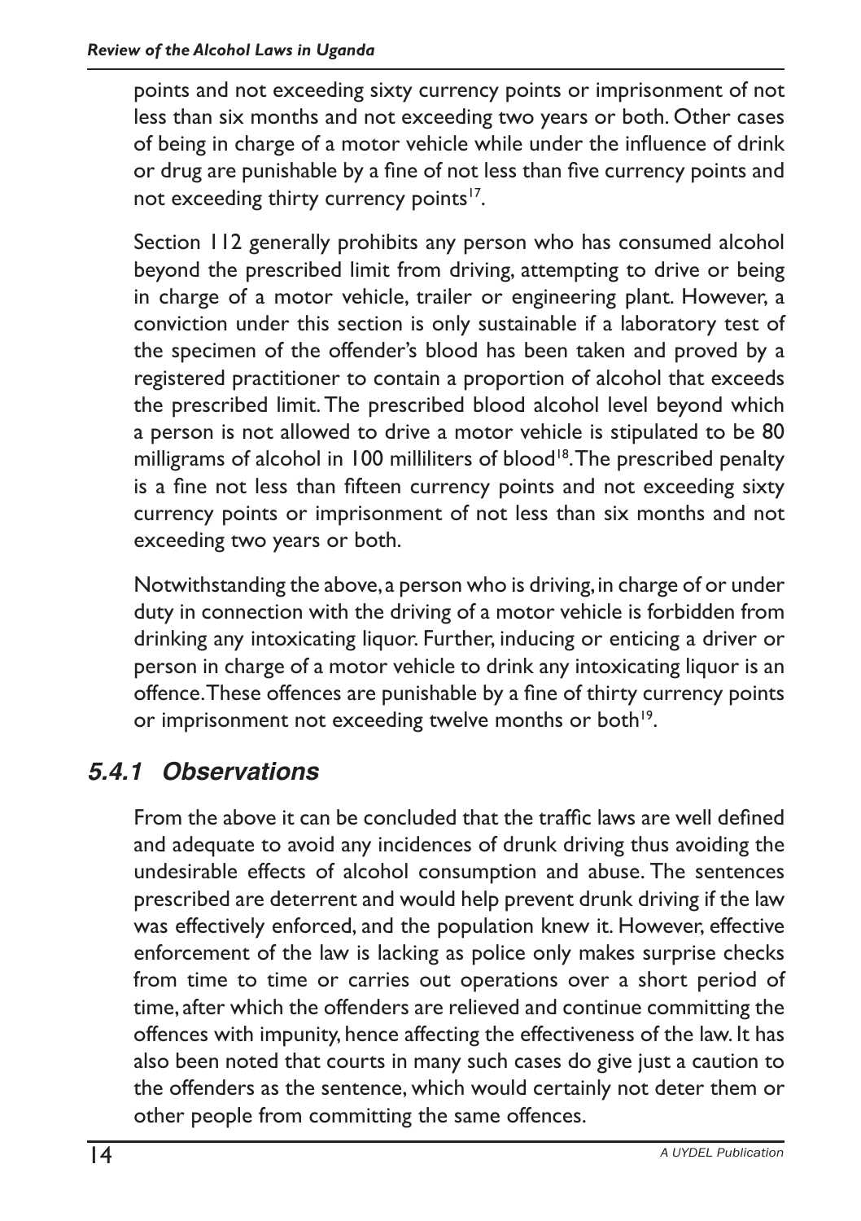points and not exceeding sixty currency points or imprisonment of not less than six months and not exceeding two years or both. Other cases of being in charge of a motor vehicle while under the influence of drink or drug are punishable by a fine of not less than five currency points and not exceeding thirty currency points[17].

Section 112 generally prohibits any person who has consumed alcohol beyond the prescribed limit from driving, attempting to drive or being in charge of a motor vehicle, trailer or engineering plant. However, a conviction under this section is only sustainable if a laboratory test of the specimen of the offender's blood has been taken and proved by a registered practitioner to contain a proportion of alcohol that exceeds the prescribed limit. The prescribed blood alcohol level beyond which a person is not allowed to drive a motor vehicle is stipulated to be 80 milligrams of alcohol in 100 milliliters of blood[18]. The prescribed penalty is a fine not less than fifteen currency points and not exceeding sixty currency points or imprisonment of not less than six months and not exceeding two years or both.

Notwithstanding the above, a person who is driving, in charge of or under duty in connection with the driving of a motor vehicle is forbidden from drinking any intoxicating liquor. Further, inducing or enticing a driver or person in charge of a motor vehicle to drink any intoxicating liquor is an offence. These offences are punishable by a fine of thirty currency points or imprisonment not exceeding twelve months or both[19].

### 5.4.1 Observations

From the above it can be concluded that the traffic laws are well defined and adequate to avoid any incidences of drunk driving thus avoiding the undesirable effects of alcohol consumption and abuse. The sentences prescribed are deterrent and would help prevent drunk driving if the law was effectively enforced, and the population knew it. However, effective enforcement of the law is lacking as police only makes surprise checks from time to time or carries out operations over a short period of time, after which the offenders are relieved and continue committing the offences with impunity, hence affecting the effectiveness of the law. It has also been noted that courts in many such cases do give just a caution to the offenders as the sentence, which would certainly not deter them or other people from committing the same offences.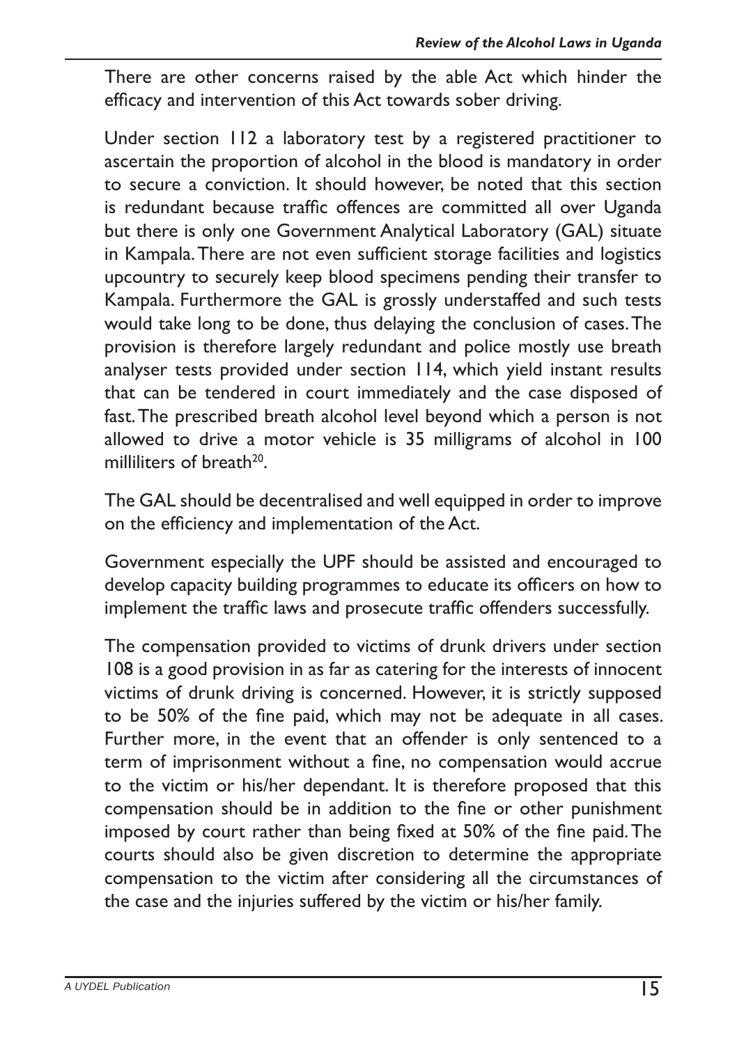There are other concerns raised by the able Act which hinder the efficacy and intervention of this Act towards sober driving.

Under section 112 a laboratory test by a registered practitioner to ascertain the proportion of alcohol in the blood is mandatory in order to secure a conviction. It should however, be noted that this section is redundant because traffic offences are committed all over Uganda but there is only one Government Analytical Laboratory (GAL) situate in Kampala. There are not even sufficient storage facilities and logistics upcountry to securely keep blood specimens pending their transfer to Kampala. Furthermore the GAL is grossly understaffed and such tests would take long to be done, thus delaying the conclusion of cases. The provision is therefore largely redundant and police mostly use breath analyser tests provided under section 114, which yield instant results that can be tendered in court immediately and the case disposed of fast. The prescribed breath alcohol level beyond which a person is not allowed to drive a motor vehicle is 35 milligrams of alcohol in 100 milliliters of breath[20].

The GAL should be decentralised and well equipped in order to improve on the efficiency and implementation of the Act.

Government especially the UPF should be assisted and encouraged to develop capacity building programmes to educate its officers on how to implement the traffic laws and prosecute traffic offenders successfully.

The compensation provided to victims of drunk drivers under section 108 is a good provision in as far as catering for the interests of innocent victims of drunk driving is concerned. However, it is strictly supposed to be 50% of the fine paid, which may not be adequate in all cases. Further more, in the event that an offender is only sentenced to a term of imprisonment without a fine, no compensation would accrue to the victim or his/her dependant. It is therefore proposed that this compensation should be in addition to the fine or other punishment imposed by court rather than being fixed at 50% of the fine paid. The courts should also be given discretion to determine the appropriate compensation to the victim after considering all the circumstances of the case and the injuries suffered by the victim or his/her family.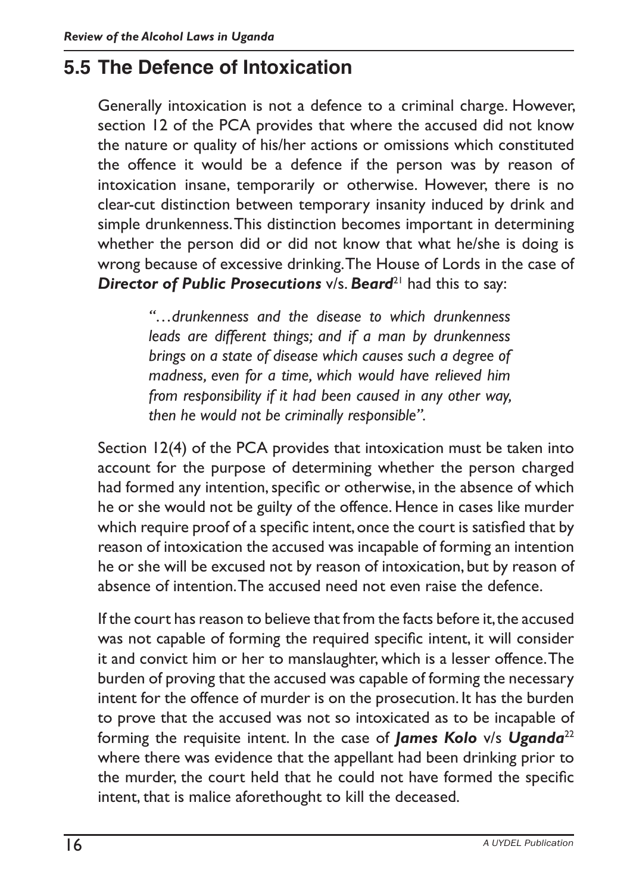## 5.5 The Defence of Intoxication

Generally intoxication is not a defence to a criminal charge. However, section 12 of the PCA provides that where the accused did not know the nature or quality of his/her actions or omissions which constituted the offence it would be a defence if the person was by reason of intoxication insane, temporarily or otherwise. However, there is no clear-cut distinction between temporary insanity induced by drink and simple drunkenness. This distinction becomes important in determining whether the person did or did not know that what he/she is doing is wrong because of excessive drinking. The House of Lords in the case of ***Director of Public Prosecutions*** v/s. ***Beard***[21] had this to say:

> *"…drunkenness and the disease to which drunkenness leads are different things; and if a man by drunkenness brings on a state of disease which causes such a degree of madness, even for a time, which would have relieved him from responsibility if it had been caused in any other way, then he would not be criminally responsible".*

Section 12(4) of the PCA provides that intoxication must be taken into account for the purpose of determining whether the person charged had formed any intention, specific or otherwise, in the absence of which he or she would not be guilty of the offence. Hence in cases like murder which require proof of a specific intent, once the court is satisfied that by reason of intoxication the accused was incapable of forming an intention he or she will be excused not by reason of intoxication, but by reason of absence of intention. The accused need not even raise the defence.

If the court has reason to believe that from the facts before it, the accused was not capable of forming the required specific intent, it will consider it and convict him or her to manslaughter, which is a lesser offence. The burden of proving that the accused was capable of forming the necessary intent for the offence of murder is on the prosecution. It has the burden to prove that the accused was not so intoxicated as to be incapable of forming the requisite intent. In the case of ***James Kolo*** v/s ***Uganda***[22] where there was evidence that the appellant had been drinking prior to the murder, the court held that he could not have formed the specific intent, that is malice aforethought to kill the deceased.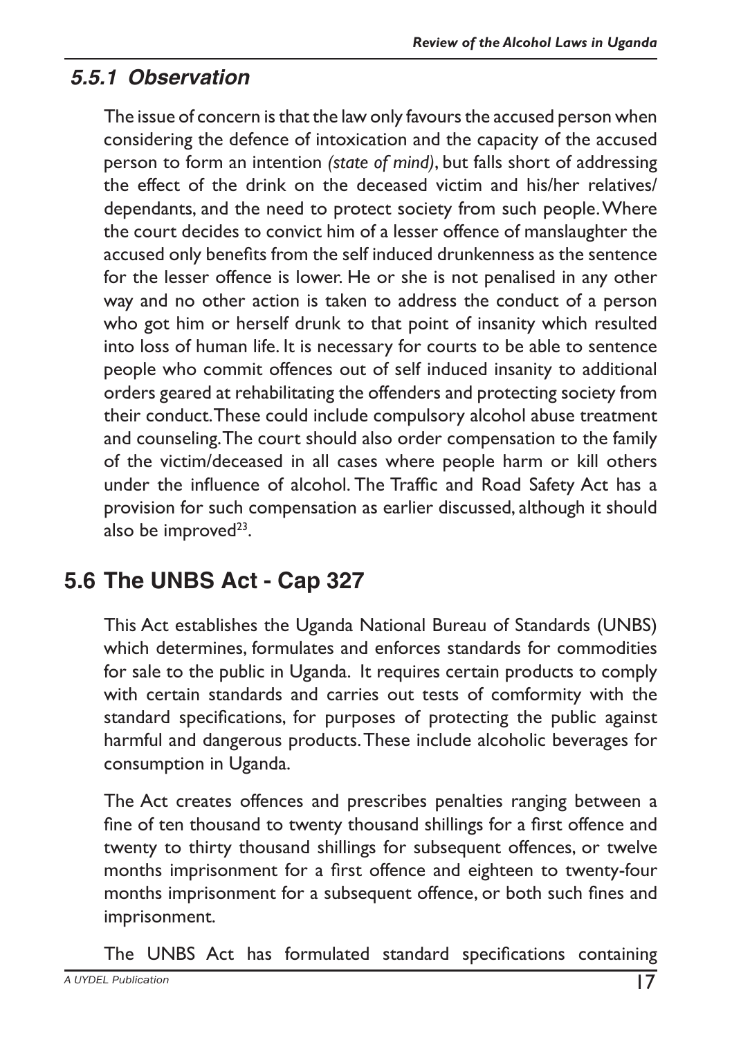### *5.5.1 Observation*

The issue of concern is that the law only favours the accused person when considering the defence of intoxication and the capacity of the accused person to form an intention *(state of mind)*, but falls short of addressing the effect of the drink on the deceased victim and his/her relatives/ dependants, and the need to protect society from such people. Where the court decides to convict him of a lesser offence of manslaughter the accused only benefits from the self induced drunkenness as the sentence for the lesser offence is lower. He or she is not penalised in any other way and no other action is taken to address the conduct of a person who got him or herself drunk to that point of insanity which resulted into loss of human life. It is necessary for courts to be able to sentence people who commit offences out of self induced insanity to additional orders geared at rehabilitating the offenders and protecting society from their conduct. These could include compulsory alcohol abuse treatment and counseling. The court should also order compensation to the family of the victim/deceased in all cases where people harm or kill others under the influence of alcohol. The Traffic and Road Safety Act has a provision for such compensation as earlier discussed, although it should also be improved[23].

## 5.6 The UNBS Act - Cap 327

This Act establishes the Uganda National Bureau of Standards (UNBS) which determines, formulates and enforces standards for commodities for sale to the public in Uganda. It requires certain products to comply with certain standards and carries out tests of comformity with the standard specifications, for purposes of protecting the public against harmful and dangerous products. These include alcoholic beverages for consumption in Uganda.

The Act creates offences and prescribes penalties ranging between a fine of ten thousand to twenty thousand shillings for a first offence and twenty to thirty thousand shillings for subsequent offences, or twelve months imprisonment for a first offence and eighteen to twenty-four months imprisonment for a subsequent offence, or both such fines and imprisonment.

The UNBS Act has formulated standard specifications containing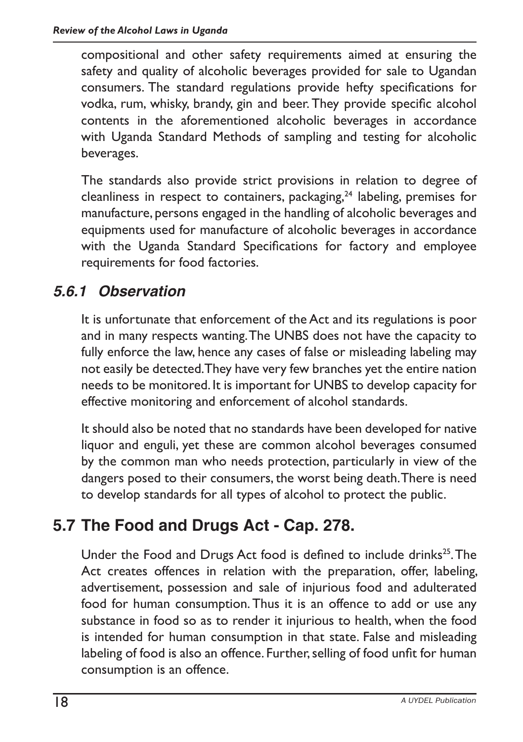compositional and other safety requirements aimed at ensuring the safety and quality of alcoholic beverages provided for sale to Ugandan consumers. The standard regulations provide hefty specifications for vodka, rum, whisky, brandy, gin and beer. They provide specific alcohol contents in the aforementioned alcoholic beverages in accordance with Uganda Standard Methods of sampling and testing for alcoholic beverages.

The standards also provide strict provisions in relation to degree of cleanliness in respect to containers, packaging,[24] labeling, premises for manufacture, persons engaged in the handling of alcoholic beverages and equipments used for manufacture of alcoholic beverages in accordance with the Uganda Standard Specifications for factory and employee requirements for food factories.

### *5.6.1 Observation*

It is unfortunate that enforcement of the Act and its regulations is poor and in many respects wanting. The UNBS does not have the capacity to fully enforce the law, hence any cases of false or misleading labeling may not easily be detected. They have very few branches yet the entire nation needs to be monitored. It is important for UNBS to develop capacity for effective monitoring and enforcement of alcohol standards.

It should also be noted that no standards have been developed for native liquor and enguli, yet these are common alcohol beverages consumed by the common man who needs protection, particularly in view of the dangers posed to their consumers, the worst being death. There is need to develop standards for all types of alcohol to protect the public.

## 5.7 The Food and Drugs Act - Cap. 278.

Under the Food and Drugs Act food is defined to include drinks[25]. The Act creates offences in relation with the preparation, offer, labeling, advertisement, possession and sale of injurious food and adulterated food for human consumption. Thus it is an offence to add or use any substance in food so as to render it injurious to health, when the food is intended for human consumption in that state. False and misleading labeling of food is also an offence. Further, selling of food unfit for human consumption is an offence.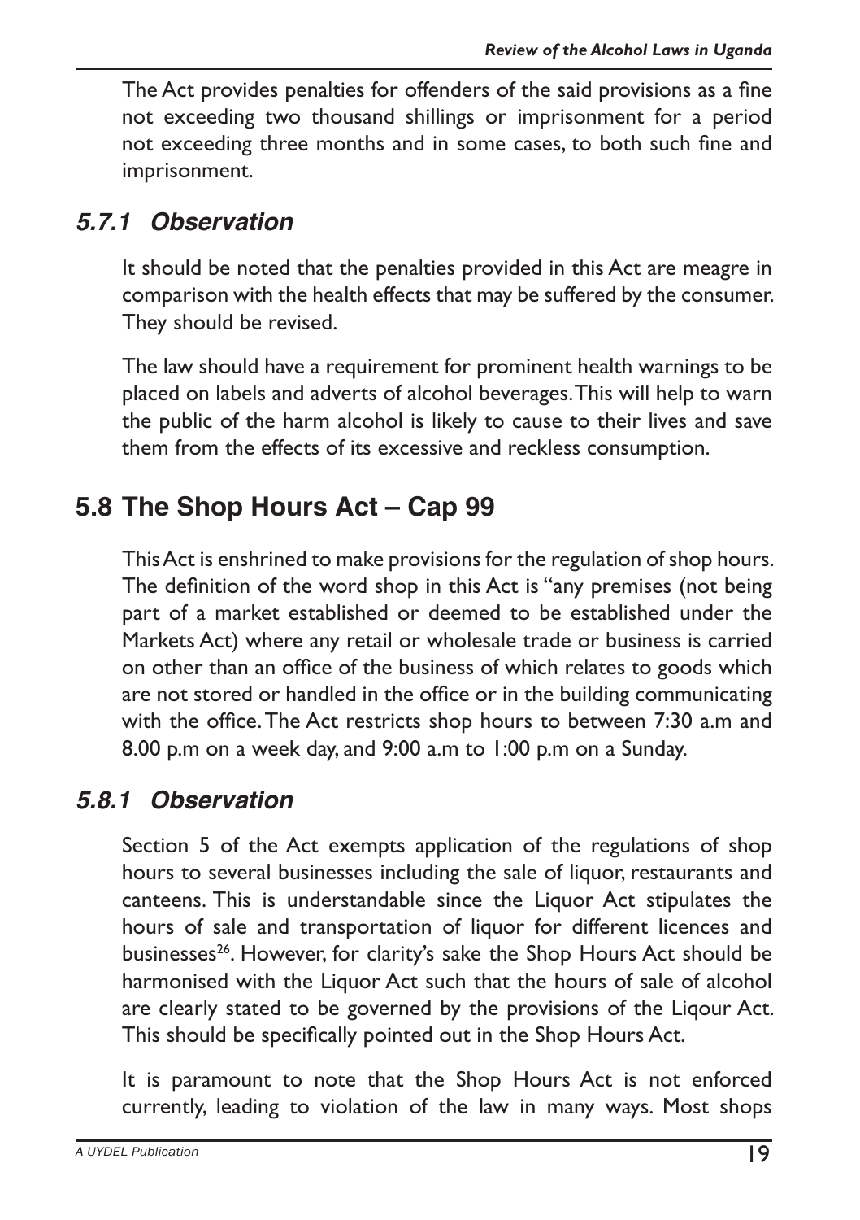The Act provides penalties for offenders of the said provisions as a fine not exceeding two thousand shillings or imprisonment for a period not exceeding three months and in some cases, to both such fine and imprisonment.

### *5.7.1 Observation*

It should be noted that the penalties provided in this Act are meagre in comparison with the health effects that may be suffered by the consumer. They should be revised.

The law should have a requirement for prominent health warnings to be placed on labels and adverts of alcohol beverages. This will help to warn the public of the harm alcohol is likely to cause to their lives and save them from the effects of its excessive and reckless consumption.

## 5.8 The Shop Hours Act – Cap 99

This Act is enshrined to make provisions for the regulation of shop hours. The definition of the word shop in this Act is "any premises (not being part of a market established or deemed to be established under the Markets Act) where any retail or wholesale trade or business is carried on other than an office of the business of which relates to goods which are not stored or handled in the office or in the building communicating with the office. The Act restricts shop hours to between 7:30 a.m and 8.00 p.m on a week day, and 9:00 a.m to 1:00 p.m on a Sunday.

### *5.8.1 Observation*

Section 5 of the Act exempts application of the regulations of shop hours to several businesses including the sale of liquor, restaurants and canteens. This is understandable since the Liquor Act stipulates the hours of sale and transportation of liquor for different licences and businesses[26]. However, for clarity's sake the Shop Hours Act should be harmonised with the Liquor Act such that the hours of sale of alcohol are clearly stated to be governed by the provisions of the Liqour Act. This should be specifically pointed out in the Shop Hours Act.

It is paramount to note that the Shop Hours Act is not enforced currently, leading to violation of the law in many ways. Most shops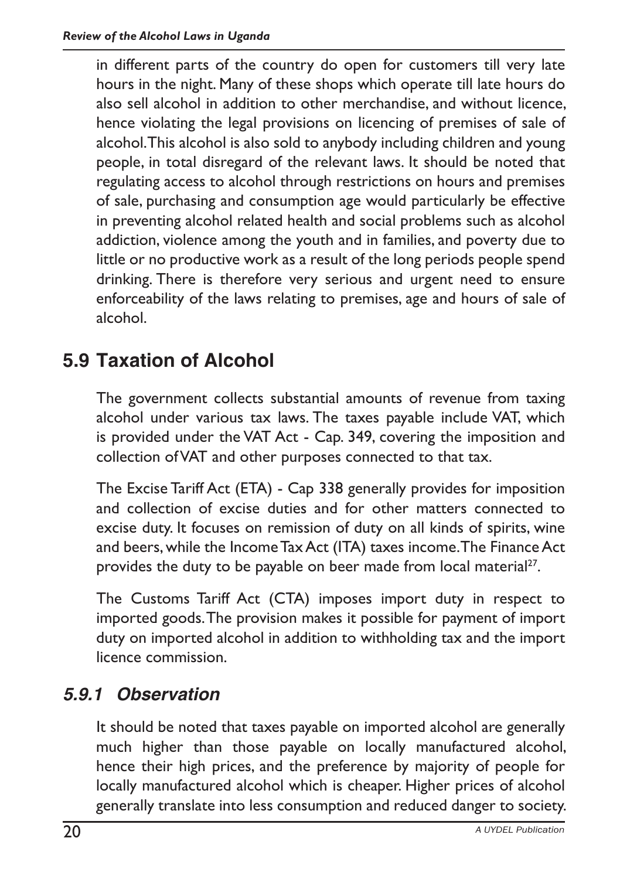in different parts of the country do open for customers till very late hours in the night. Many of these shops which operate till late hours do also sell alcohol in addition to other merchandise, and without licence, hence violating the legal provisions on licencing of premises of sale of alcohol. This alcohol is also sold to anybody including children and young people, in total disregard of the relevant laws. It should be noted that regulating access to alcohol through restrictions on hours and premises of sale, purchasing and consumption age would particularly be effective in preventing alcohol related health and social problems such as alcohol addiction, violence among the youth and in families, and poverty due to little or no productive work as a result of the long periods people spend drinking. There is therefore very serious and urgent need to ensure enforceability of the laws relating to premises, age and hours of sale of alcohol.

## 5.9 Taxation of Alcohol

The government collects substantial amounts of revenue from taxing alcohol under various tax laws. The taxes payable include VAT, which is provided under the VAT Act - Cap. 349, covering the imposition and collection of VAT and other purposes connected to that tax.

The Excise Tariff Act (ETA) - Cap 338 generally provides for imposition and collection of excise duties and for other matters connected to excise duty. It focuses on remission of duty on all kinds of spirits, wine and beers, while the Income Tax Act (ITA) taxes income. The Finance Act provides the duty to be payable on beer made from local material[27].

The Customs Tariff Act (CTA) imposes import duty in respect to imported goods. The provision makes it possible for payment of import duty on imported alcohol in addition to withholding tax and the import licence commission.

### *5.9.1 Observation*

It should be noted that taxes payable on imported alcohol are generally much higher than those payable on locally manufactured alcohol, hence their high prices, and the preference by majority of people for locally manufactured alcohol which is cheaper. Higher prices of alcohol generally translate into less consumption and reduced danger to society.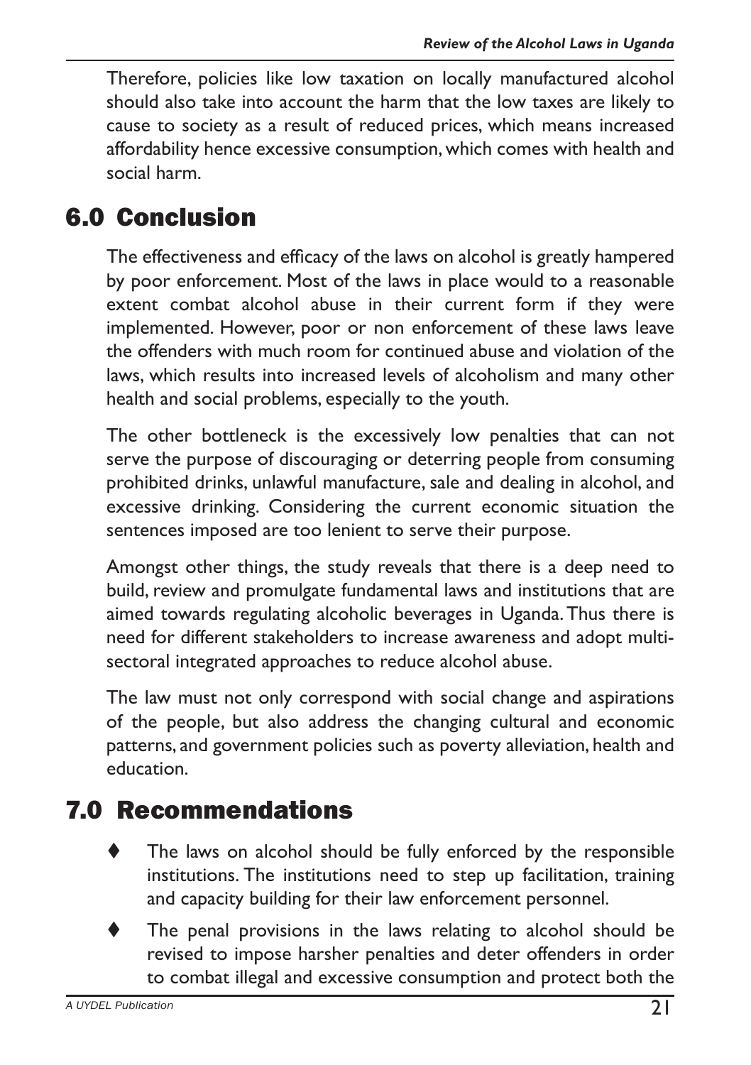Therefore, policies like low taxation on locally manufactured alcohol should also take into account the harm that the low taxes are likely to cause to society as a result of reduced prices, which means increased affordability hence excessive consumption, which comes with health and social harm.

## 6.0 Conclusion

The effectiveness and efficacy of the laws on alcohol is greatly hampered by poor enforcement. Most of the laws in place would to a reasonable extent combat alcohol abuse in their current form if they were implemented. However, poor or non enforcement of these laws leave the offenders with much room for continued abuse and violation of the laws, which results into increased levels of alcoholism and many other health and social problems, especially to the youth.

The other bottleneck is the excessively low penalties that can not serve the purpose of discouraging or deterring people from consuming prohibited drinks, unlawful manufacture, sale and dealing in alcohol, and excessive drinking. Considering the current economic situation the sentences imposed are too lenient to serve their purpose.

Amongst other things, the study reveals that there is a deep need to build, review and promulgate fundamental laws and institutions that are aimed towards regulating alcoholic beverages in Uganda. Thus there is need for different stakeholders to increase awareness and adopt multi-sectoral integrated approaches to reduce alcohol abuse.

The law must not only correspond with social change and aspirations of the people, but also address the changing cultural and economic patterns, and government policies such as poverty alleviation, health and education.

## 7.0 Recommendations

- The laws on alcohol should be fully enforced by the responsible institutions. The institutions need to step up facilitation, training and capacity building for their law enforcement personnel.
- The penal provisions in the laws relating to alcohol should be revised to impose harsher penalties and deter offenders in order to combat illegal and excessive consumption and protect both the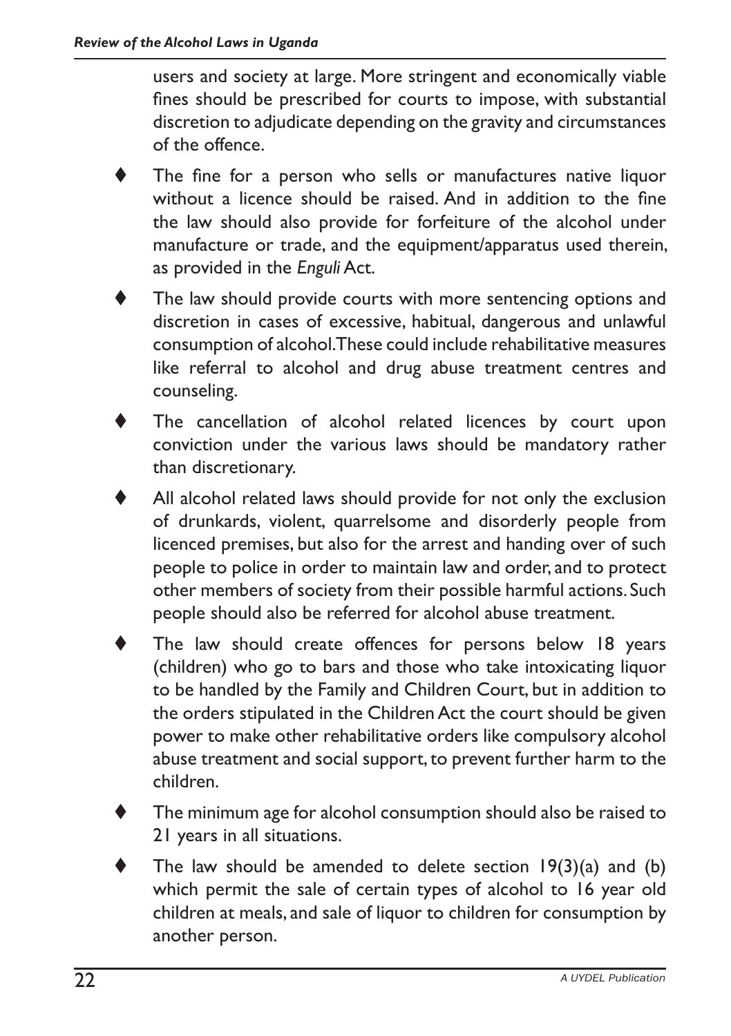users and society at large. More stringent and economically viable fines should be prescribed for courts to impose, with substantial discretion to adjudicate depending on the gravity and circumstances of the offence.

- The fine for a person who sells or manufactures native liquor without a licence should be raised. And in addition to the fine the law should also provide for forfeiture of the alcohol under manufacture or trade, and the equipment/apparatus used therein, as provided in the *Enguli* Act.
- The law should provide courts with more sentencing options and discretion in cases of excessive, habitual, dangerous and unlawful consumption of alcohol. These could include rehabilitative measures like referral to alcohol and drug abuse treatment centres and counseling.
- The cancellation of alcohol related licences by court upon conviction under the various laws should be mandatory rather than discretionary.
- All alcohol related laws should provide for not only the exclusion of drunkards, violent, quarrelsome and disorderly people from licenced premises, but also for the arrest and handing over of such people to police in order to maintain law and order, and to protect other members of society from their possible harmful actions. Such people should also be referred for alcohol abuse treatment.
- The law should create offences for persons below 18 years (children) who go to bars and those who take intoxicating liquor to be handled by the Family and Children Court, but in addition to the orders stipulated in the Children Act the court should be given power to make other rehabilitative orders like compulsory alcohol abuse treatment and social support, to prevent further harm to the children.
- The minimum age for alcohol consumption should also be raised to 21 years in all situations.
- The law should be amended to delete section 19(3)(a) and (b) which permit the sale of certain types of alcohol to 16 year old children at meals, and sale of liquor to children for consumption by another person.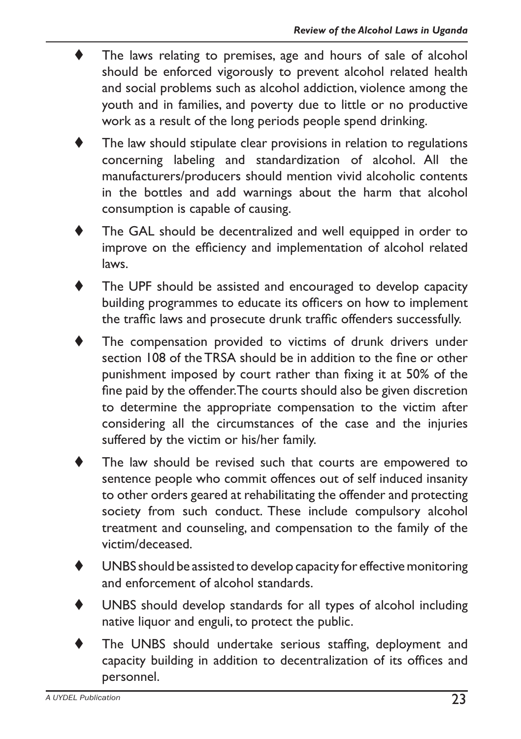- The laws relating to premises, age and hours of sale of alcohol should be enforced vigorously to prevent alcohol related health and social problems such as alcohol addiction, violence among the youth and in families, and poverty due to little or no productive work as a result of the long periods people spend drinking.
- The law should stipulate clear provisions in relation to regulations concerning labeling and standardization of alcohol. All the manufacturers/producers should mention vivid alcoholic contents in the bottles and add warnings about the harm that alcohol consumption is capable of causing.
- The GAL should be decentralized and well equipped in order to improve on the efficiency and implementation of alcohol related laws.
- The UPF should be assisted and encouraged to develop capacity building programmes to educate its officers on how to implement the traffic laws and prosecute drunk traffic offenders successfully.
- The compensation provided to victims of drunk drivers under section 108 of the TRSA should be in addition to the fine or other punishment imposed by court rather than fixing it at 50% of the fine paid by the offender. The courts should also be given discretion to determine the appropriate compensation to the victim after considering all the circumstances of the case and the injuries suffered by the victim or his/her family.
- The law should be revised such that courts are empowered to sentence people who commit offences out of self induced insanity to other orders geared at rehabilitating the offender and protecting society from such conduct. These include compulsory alcohol treatment and counseling, and compensation to the family of the victim/deceased.
- UNBS should be assisted to develop capacity for effective monitoring and enforcement of alcohol standards.
- UNBS should develop standards for all types of alcohol including native liquor and enguli, to protect the public.
- The UNBS should undertake serious staffing, deployment and capacity building in addition to decentralization of its offices and personnel.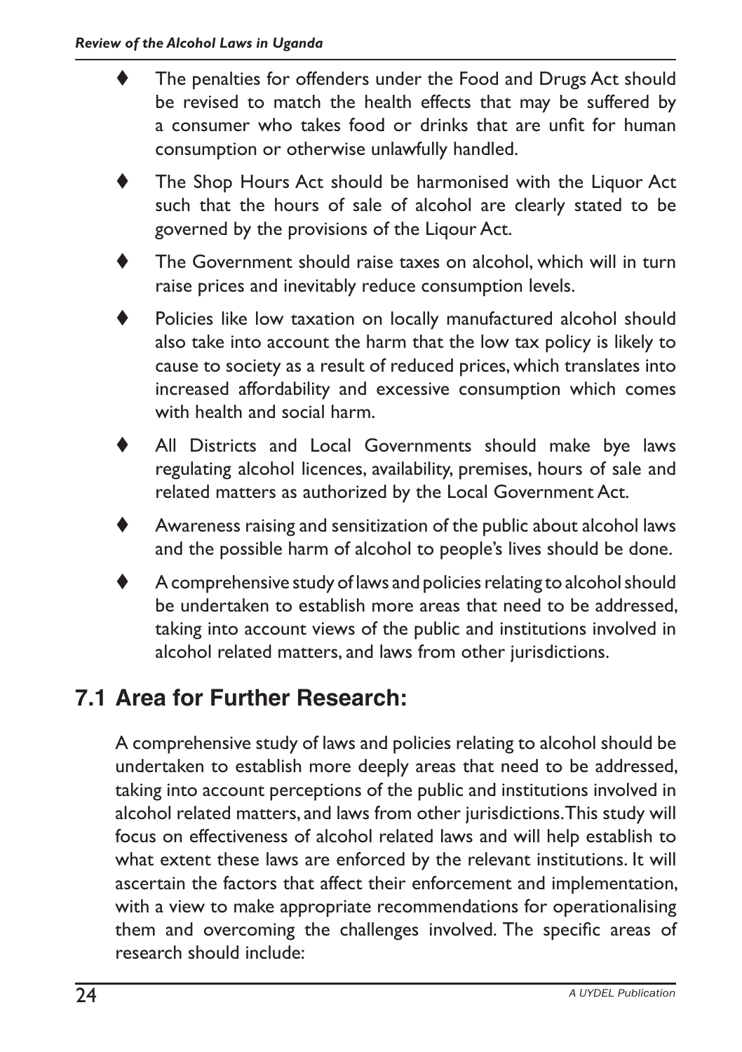- The penalties for offenders under the Food and Drugs Act should be revised to match the health effects that may be suffered by a consumer who takes food or drinks that are unfit for human consumption or otherwise unlawfully handled.
- The Shop Hours Act should be harmonised with the Liquor Act such that the hours of sale of alcohol are clearly stated to be governed by the provisions of the Liqour Act.
- The Government should raise taxes on alcohol, which will in turn raise prices and inevitably reduce consumption levels.
- Policies like low taxation on locally manufactured alcohol should also take into account the harm that the low tax policy is likely to cause to society as a result of reduced prices, which translates into increased affordability and excessive consumption which comes with health and social harm.
- All Districts and Local Governments should make bye laws regulating alcohol licences, availability, premises, hours of sale and related matters as authorized by the Local Government Act.
- Awareness raising and sensitization of the public about alcohol laws and the possible harm of alcohol to people's lives should be done.
- A comprehensive study of laws and policies relating to alcohol should be undertaken to establish more areas that need to be addressed, taking into account views of the public and institutions involved in alcohol related matters, and laws from other jurisdictions.

## 7.1 Area for Further Research:

A comprehensive study of laws and policies relating to alcohol should be undertaken to establish more deeply areas that need to be addressed, taking into account perceptions of the public and institutions involved in alcohol related matters, and laws from other jurisdictions. This study will focus on effectiveness of alcohol related laws and will help establish to what extent these laws are enforced by the relevant institutions. It will ascertain the factors that affect their enforcement and implementation, with a view to make appropriate recommendations for operationalising them and overcoming the challenges involved. The specific areas of research should include: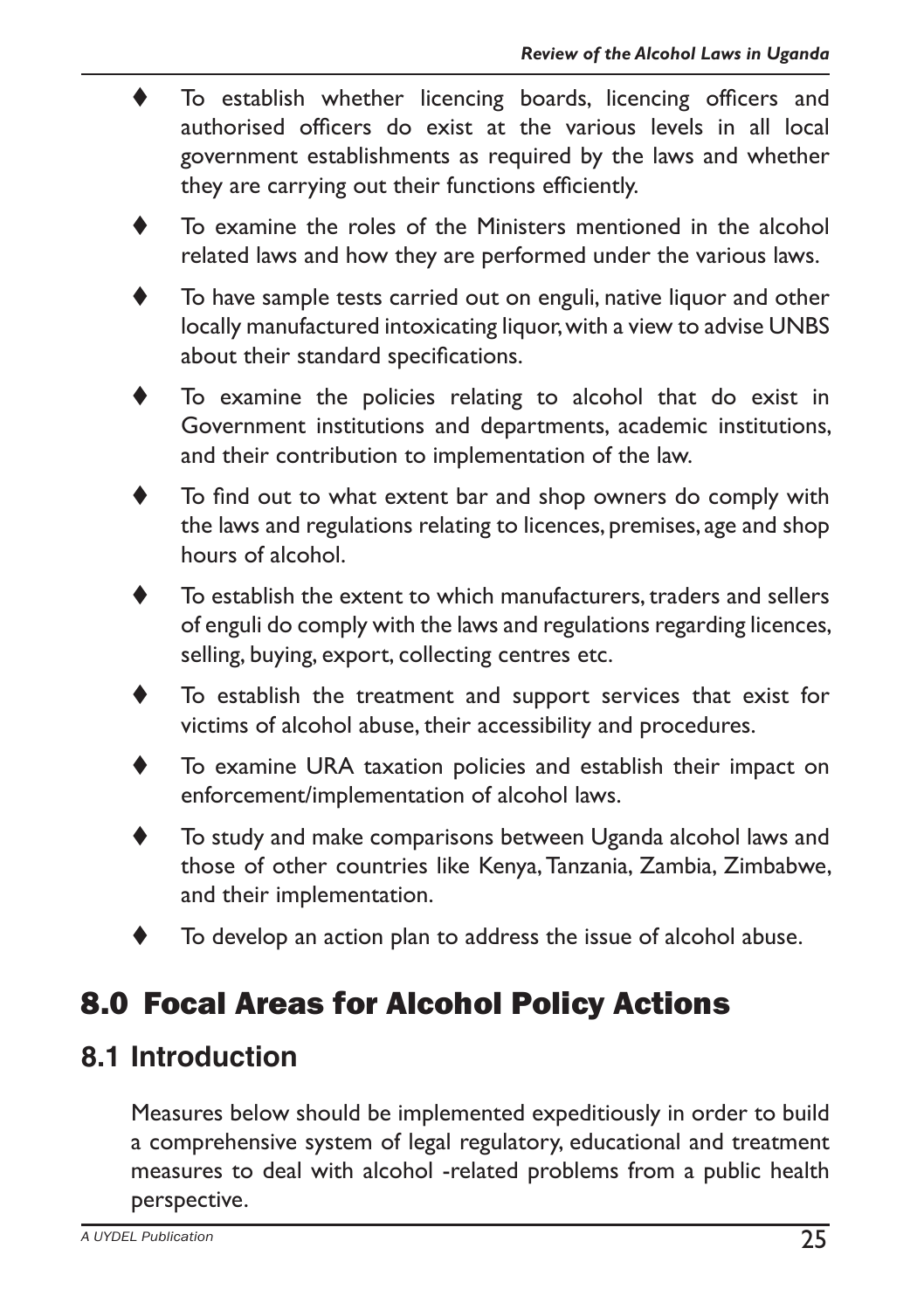- To establish whether licencing boards, licencing officers and authorised officers do exist at the various levels in all local government establishments as required by the laws and whether they are carrying out their functions efficiently.
- To examine the roles of the Ministers mentioned in the alcohol related laws and how they are performed under the various laws.
- To have sample tests carried out on enguli, native liquor and other locally manufactured intoxicating liquor, with a view to advise UNBS about their standard specifications.
- To examine the policies relating to alcohol that do exist in Government institutions and departments, academic institutions, and their contribution to implementation of the law.
- To find out to what extent bar and shop owners do comply with the laws and regulations relating to licences, premises, age and shop hours of alcohol.
- To establish the extent to which manufacturers, traders and sellers of enguli do comply with the laws and regulations regarding licences, selling, buying, export, collecting centres etc.
- To establish the treatment and support services that exist for victims of alcohol abuse, their accessibility and procedures.
- To examine URA taxation policies and establish their impact on enforcement/implementation of alcohol laws.
- To study and make comparisons between Uganda alcohol laws and those of other countries like Kenya, Tanzania, Zambia, Zimbabwe, and their implementation.
- To develop an action plan to address the issue of alcohol abuse.

# 8.0 Focal Areas for Alcohol Policy Actions

## 8.1 Introduction

Measures below should be implemented expeditiously in order to build a comprehensive system of legal regulatory, educational and treatment measures to deal with alcohol -related problems from a public health perspective.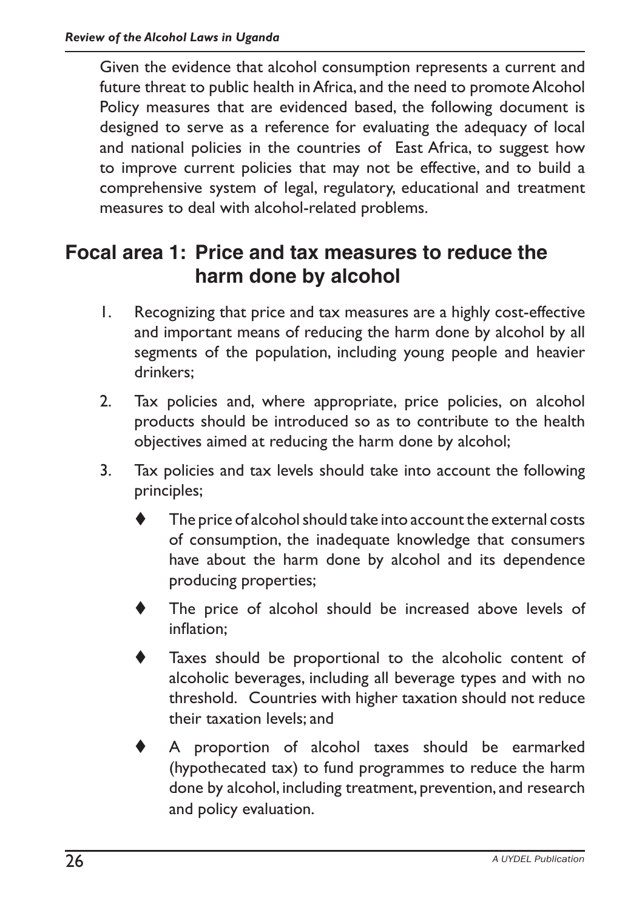Given the evidence that alcohol consumption represents a current and future threat to public health in Africa, and the need to promote Alcohol Policy measures that are evidenced based, the following document is designed to serve as a reference for evaluating the adequacy of local and national policies in the countries of East Africa, to suggest how to improve current policies that may not be effective, and to build a comprehensive system of legal, regulatory, educational and treatment measures to deal with alcohol-related problems.

## Focal area 1: Price and tax measures to reduce the harm done by alcohol

1. Recognizing that price and tax measures are a highly cost-effective and important means of reducing the harm done by alcohol by all segments of the population, including young people and heavier drinkers;
2. Tax policies and, where appropriate, price policies, on alcohol products should be introduced so as to contribute to the health objectives aimed at reducing the harm done by alcohol;
3. Tax policies and tax levels should take into account the following principles;
   - The price of alcohol should take into account the external costs of consumption, the inadequate knowledge that consumers have about the harm done by alcohol and its dependence producing properties;
   - The price of alcohol should be increased above levels of inflation;
   - Taxes should be proportional to the alcoholic content of alcoholic beverages, including all beverage types and with no threshold. Countries with higher taxation should not reduce their taxation levels; and
   - A proportion of alcohol taxes should be earmarked (hypothecated tax) to fund programmes to reduce the harm done by alcohol, including treatment, prevention, and research and policy evaluation.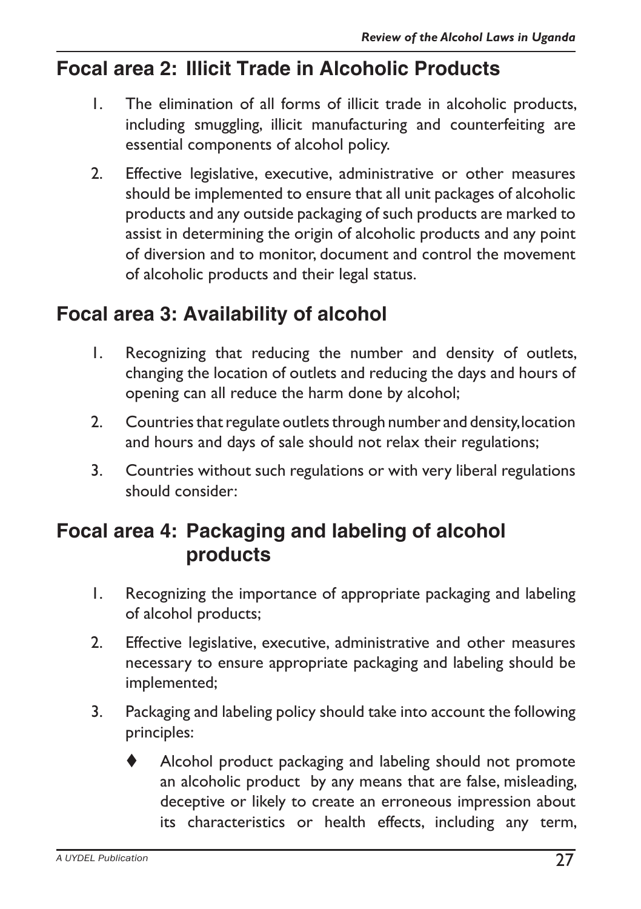## Focal area 2: Illicit Trade in Alcoholic Products

1. The elimination of all forms of illicit trade in alcoholic products, including smuggling, illicit manufacturing and counterfeiting are essential components of alcohol policy.
2. Effective legislative, executive, administrative or other measures should be implemented to ensure that all unit packages of alcoholic products and any outside packaging of such products are marked to assist in determining the origin of alcoholic products and any point of diversion and to monitor, document and control the movement of alcoholic products and their legal status.

## Focal area 3: Availability of alcohol

1. Recognizing that reducing the number and density of outlets, changing the location of outlets and reducing the days and hours of opening can all reduce the harm done by alcohol;
2. Countries that regulate outlets through number and density, location and hours and days of sale should not relax their regulations;
3. Countries without such regulations or with very liberal regulations should consider:

## Focal area 4: Packaging and labeling of alcohol products

1. Recognizing the importance of appropriate packaging and labeling of alcohol products;
2. Effective legislative, executive, administrative and other measures necessary to ensure appropriate packaging and labeling should be implemented;
3. Packaging and labeling policy should take into account the following principles:
   - Alcohol product packaging and labeling should not promote an alcoholic product by any means that are false, misleading, deceptive or likely to create an erroneous impression about its characteristics or health effects, including any term,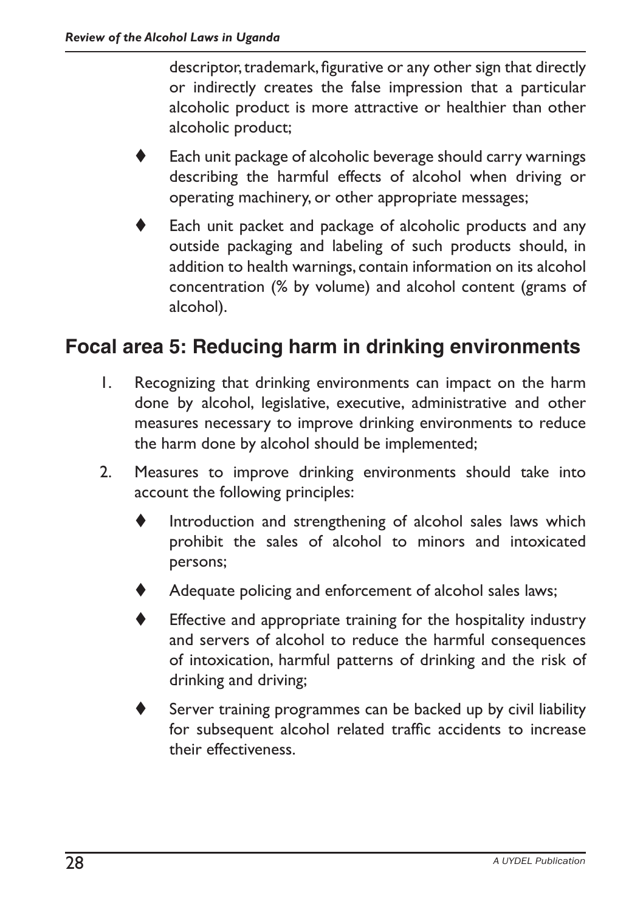descriptor, trademark, figurative or any other sign that directly or indirectly creates the false impression that a particular alcoholic product is more attractive or healthier than other alcoholic product;

- Each unit package of alcoholic beverage should carry warnings describing the harmful effects of alcohol when driving or operating machinery, or other appropriate messages;
- Each unit packet and package of alcoholic products and any outside packaging and labeling of such products should, in addition to health warnings, contain information on its alcohol concentration (% by volume) and alcohol content (grams of alcohol).

## Focal area 5: Reducing harm in drinking environments

1. Recognizing that drinking environments can impact on the harm done by alcohol, legislative, executive, administrative and other measures necessary to improve drinking environments to reduce the harm done by alcohol should be implemented;
2. Measures to improve drinking environments should take into account the following principles:
   - Introduction and strengthening of alcohol sales laws which prohibit the sales of alcohol to minors and intoxicated persons;
   - Adequate policing and enforcement of alcohol sales laws;
   - Effective and appropriate training for the hospitality industry and servers of alcohol to reduce the harmful consequences of intoxication, harmful patterns of drinking and the risk of drinking and driving;
   - Server training programmes can be backed up by civil liability for subsequent alcohol related traffic accidents to increase their effectiveness.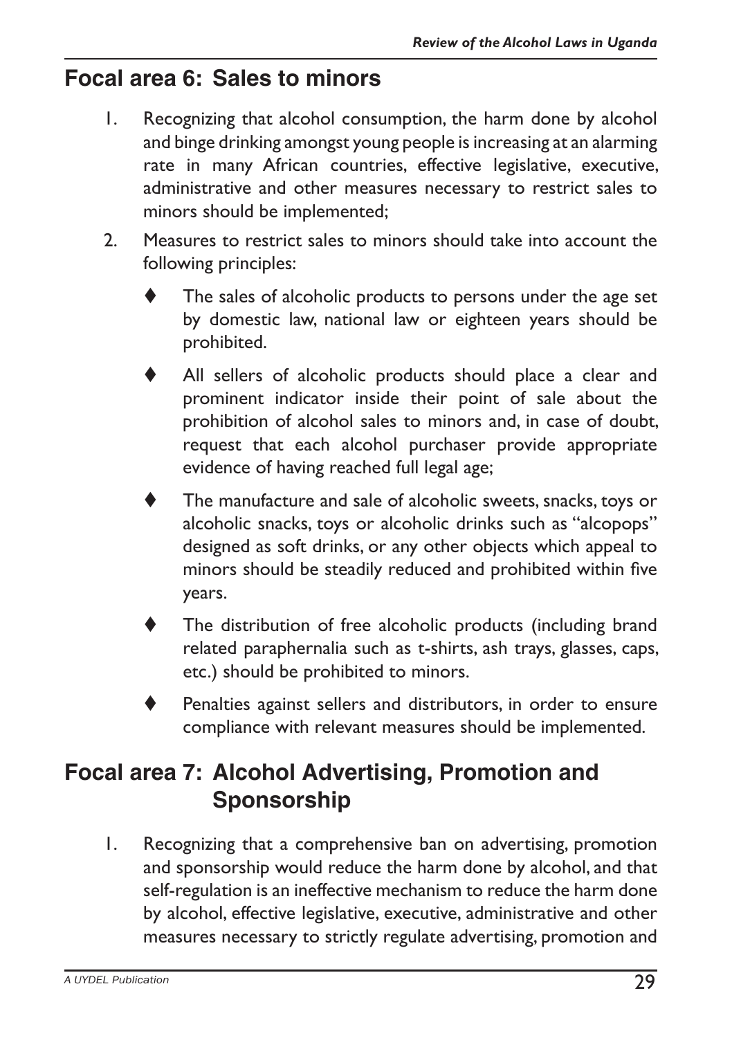## Focal area 6: Sales to minors

1. Recognizing that alcohol consumption, the harm done by alcohol and binge drinking amongst young people is increasing at an alarming rate in many African countries, effective legislative, executive, administrative and other measures necessary to restrict sales to minors should be implemented;

2. Measures to restrict sales to minors should take into account the following principles:

   - The sales of alcoholic products to persons under the age set by domestic law, national law or eighteen years should be prohibited.

   - All sellers of alcoholic products should place a clear and prominent indicator inside their point of sale about the prohibition of alcohol sales to minors and, in case of doubt, request that each alcohol purchaser provide appropriate evidence of having reached full legal age;

   - The manufacture and sale of alcoholic sweets, snacks, toys or alcoholic snacks, toys or alcoholic drinks such as "alcopops" designed as soft drinks, or any other objects which appeal to minors should be steadily reduced and prohibited within five years.

   - The distribution of free alcoholic products (including brand related paraphernalia such as t-shirts, ash trays, glasses, caps, etc.) should be prohibited to minors.

   - Penalties against sellers and distributors, in order to ensure compliance with relevant measures should be implemented.

## Focal area 7: Alcohol Advertising, Promotion and Sponsorship

1. Recognizing that a comprehensive ban on advertising, promotion and sponsorship would reduce the harm done by alcohol, and that self-regulation is an ineffective mechanism to reduce the harm done by alcohol, effective legislative, executive, administrative and other measures necessary to strictly regulate advertising, promotion and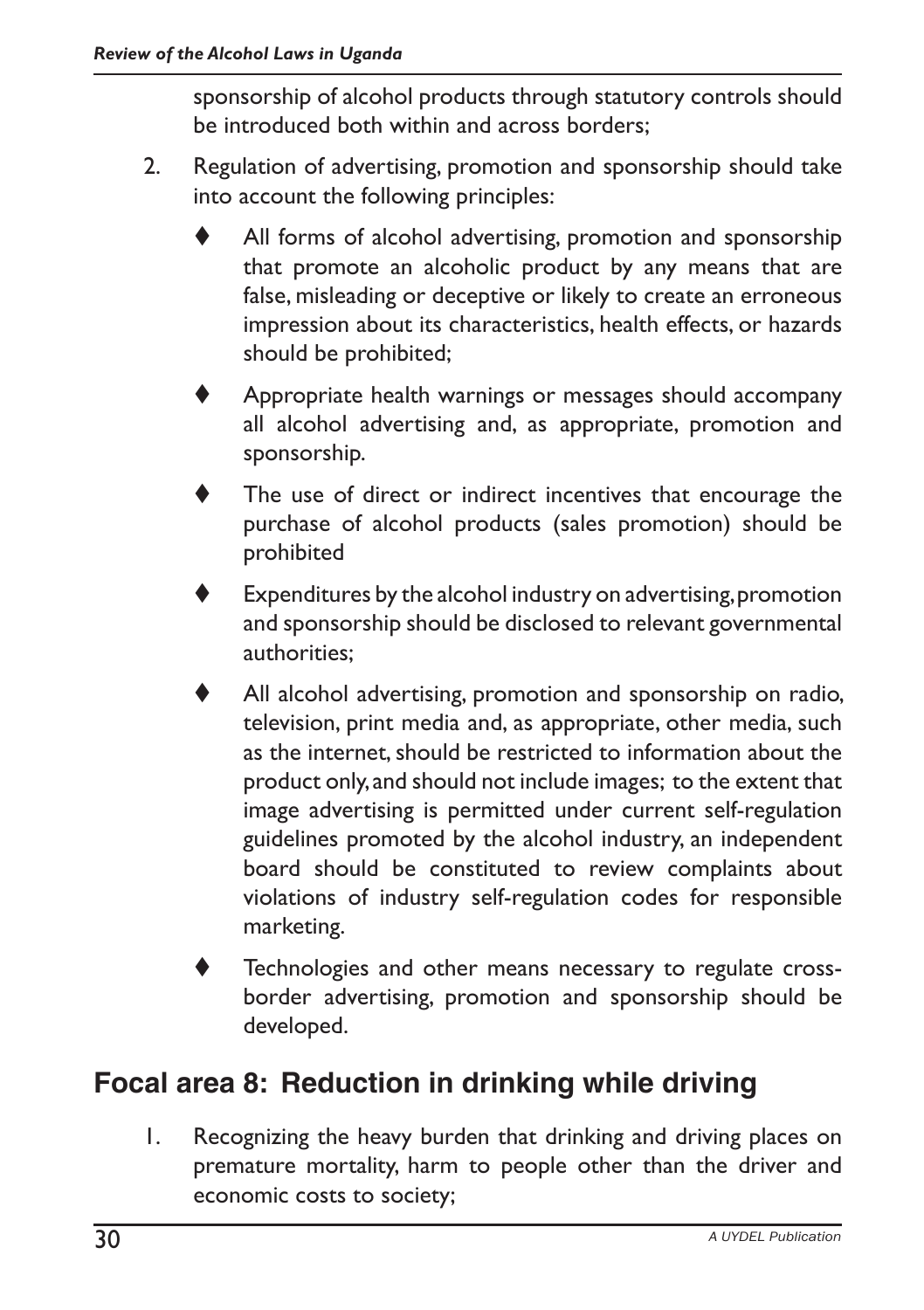sponsorship of alcohol products through statutory controls should be introduced both within and across borders;

2. Regulation of advertising, promotion and sponsorship should take into account the following principles:

   - All forms of alcohol advertising, promotion and sponsorship that promote an alcoholic product by any means that are false, misleading or deceptive or likely to create an erroneous impression about its characteristics, health effects, or hazards should be prohibited;
   - Appropriate health warnings or messages should accompany all alcohol advertising and, as appropriate, promotion and sponsorship.
   - The use of direct or indirect incentives that encourage the purchase of alcohol products (sales promotion) should be prohibited
   - Expenditures by the alcohol industry on advertising, promotion and sponsorship should be disclosed to relevant governmental authorities;
   - All alcohol advertising, promotion and sponsorship on radio, television, print media and, as appropriate, other media, such as the internet, should be restricted to information about the product only, and should not include images; to the extent that image advertising is permitted under current self-regulation guidelines promoted by the alcohol industry, an independent board should be constituted to review complaints about violations of industry self-regulation codes for responsible marketing.
   - Technologies and other means necessary to regulate cross-border advertising, promotion and sponsorship should be developed.

## Focal area 8: Reduction in drinking while driving

1. Recognizing the heavy burden that drinking and driving places on premature mortality, harm to people other than the driver and economic costs to society;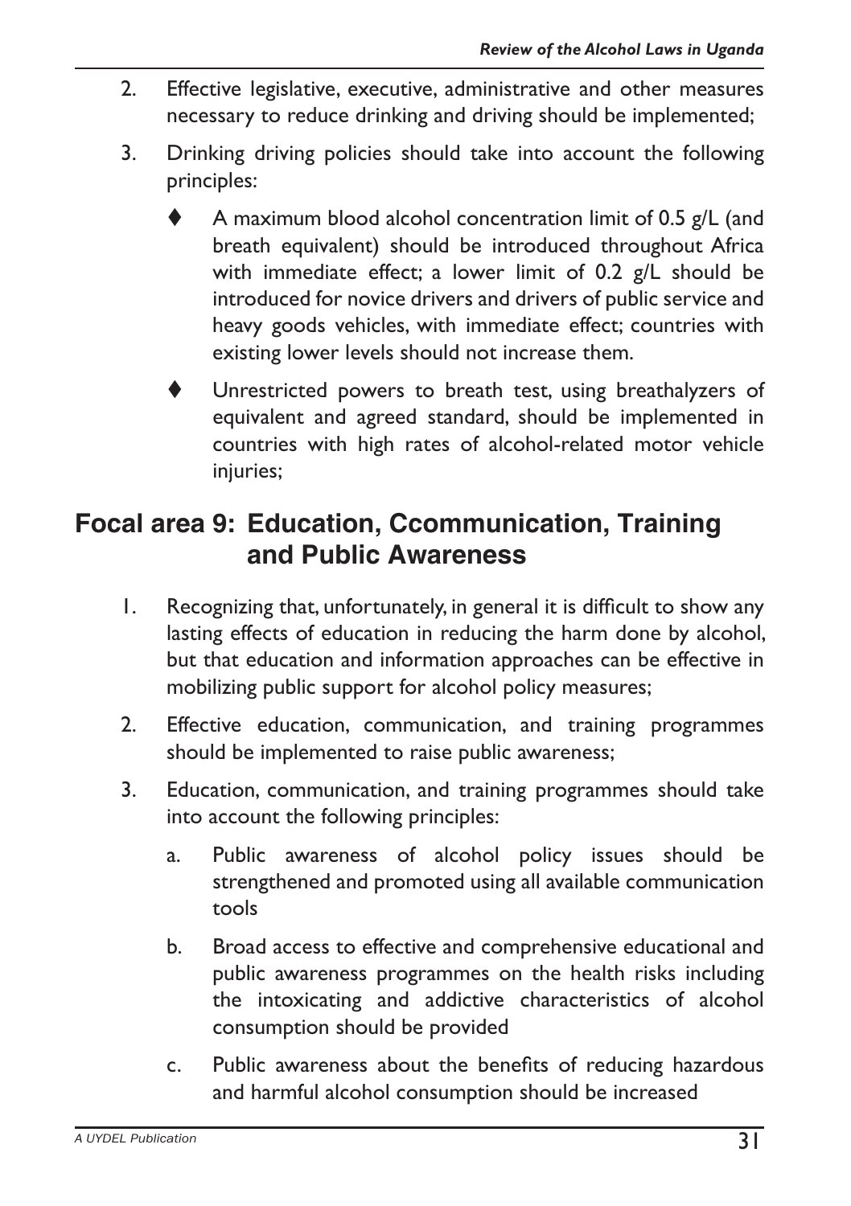2. Effective legislative, executive, administrative and other measures necessary to reduce drinking and driving should be implemented;
3. Drinking driving policies should take into account the following principles:
    - A maximum blood alcohol concentration limit of 0.5 g/L (and breath equivalent) should be introduced throughout Africa with immediate effect; a lower limit of 0.2 g/L should be introduced for novice drivers and drivers of public service and heavy goods vehicles, with immediate effect; countries with existing lower levels should not increase them.
    - Unrestricted powers to breath test, using breathalyzers of equivalent and agreed standard, should be implemented in countries with high rates of alcohol-related motor vehicle injuries;

## Focal area 9: Education, Ccommunication, Training and Public Awareness

1. Recognizing that, unfortunately, in general it is difficult to show any lasting effects of education in reducing the harm done by alcohol, but that education and information approaches can be effective in mobilizing public support for alcohol policy measures;
2. Effective education, communication, and training programmes should be implemented to raise public awareness;
3. Education, communication, and training programmes should take into account the following principles:
    a. Public awareness of alcohol policy issues should be strengthened and promoted using all available communication tools
    b. Broad access to effective and comprehensive educational and public awareness programmes on the health risks including the intoxicating and addictive characteristics of alcohol consumption should be provided
    c. Public awareness about the benefits of reducing hazardous and harmful alcohol consumption should be increased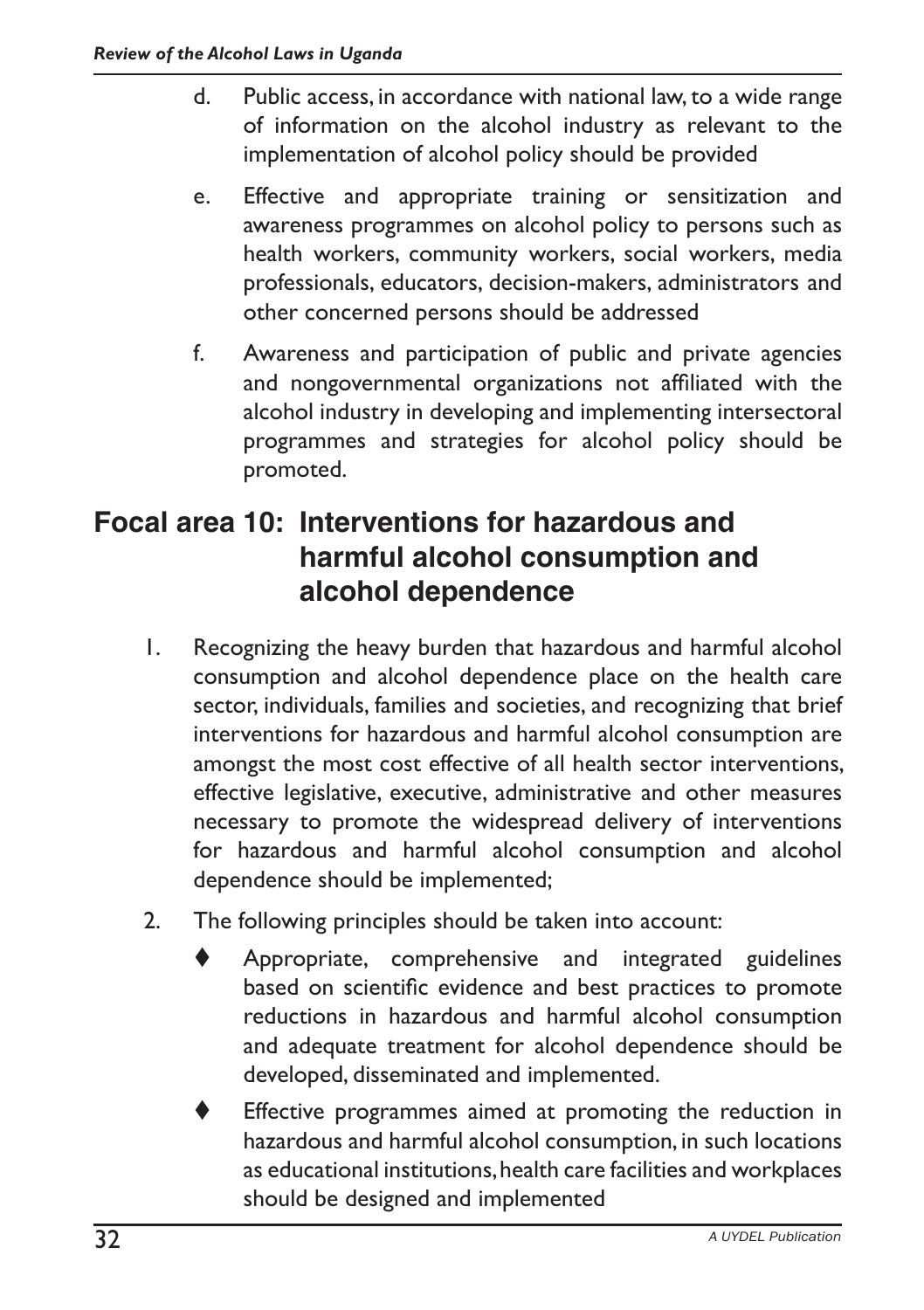d. Public access, in accordance with national law, to a wide range of information on the alcohol industry as relevant to the implementation of alcohol policy should be provided

e. Effective and appropriate training or sensitization and awareness programmes on alcohol policy to persons such as health workers, community workers, social workers, media professionals, educators, decision-makers, administrators and other concerned persons should be addressed

f. Awareness and participation of public and private agencies and nongovernmental organizations not affiliated with the alcohol industry in developing and implementing intersectoral programmes and strategies for alcohol policy should be promoted.

## Focal area 10: Interventions for hazardous and harmful alcohol consumption and alcohol dependence

1. Recognizing the heavy burden that hazardous and harmful alcohol consumption and alcohol dependence place on the health care sector, individuals, families and societies, and recognizing that brief interventions for hazardous and harmful alcohol consumption are amongst the most cost effective of all health sector interventions, effective legislative, executive, administrative and other measures necessary to promote the widespread delivery of interventions for hazardous and harmful alcohol consumption and alcohol dependence should be implemented;

2. The following principles should be taken into account:

   - Appropriate, comprehensive and integrated guidelines based on scientific evidence and best practices to promote reductions in hazardous and harmful alcohol consumption and adequate treatment for alcohol dependence should be developed, disseminated and implemented.

   - Effective programmes aimed at promoting the reduction in hazardous and harmful alcohol consumption, in such locations as educational institutions, health care facilities and workplaces should be designed and implemented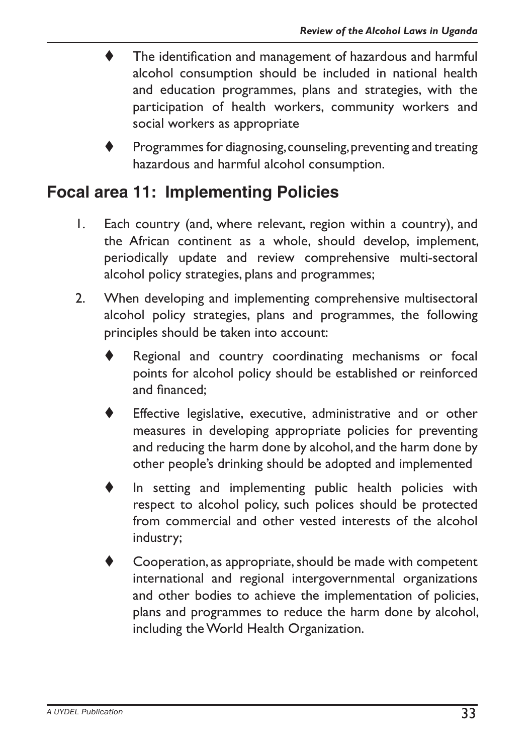- The identification and management of hazardous and harmful alcohol consumption should be included in national health and education programmes, plans and strategies, with the participation of health workers, community workers and social workers as appropriate
- Programmes for diagnosing, counseling, preventing and treating hazardous and harmful alcohol consumption.

## Focal area 11: Implementing Policies

1. Each country (and, where relevant, region within a country), and the African continent as a whole, should develop, implement, periodically update and review comprehensive multi-sectoral alcohol policy strategies, plans and programmes;
2. When developing and implementing comprehensive multisectoral alcohol policy strategies, plans and programmes, the following principles should be taken into account:
   - Regional and country coordinating mechanisms or focal points for alcohol policy should be established or reinforced and financed;
   - Effective legislative, executive, administrative and or other measures in developing appropriate policies for preventing and reducing the harm done by alcohol, and the harm done by other people's drinking should be adopted and implemented
   - In setting and implementing public health policies with respect to alcohol policy, such polices should be protected from commercial and other vested interests of the alcohol industry;
   - Cooperation, as appropriate, should be made with competent international and regional intergovernmental organizations and other bodies to achieve the implementation of policies, plans and programmes to reduce the harm done by alcohol, including the World Health Organization.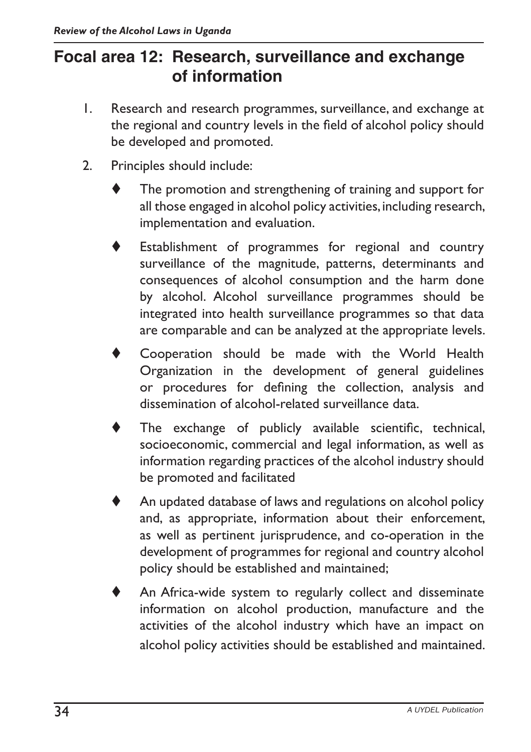## Focal area 12: Research, surveillance and exchange of information

1. Research and research programmes, surveillance, and exchange at the regional and country levels in the field of alcohol policy should be developed and promoted.

2. Principles should include:

   - The promotion and strengthening of training and support for all those engaged in alcohol policy activities, including research, implementation and evaluation.

   - Establishment of programmes for regional and country surveillance of the magnitude, patterns, determinants and consequences of alcohol consumption and the harm done by alcohol. Alcohol surveillance programmes should be integrated into health surveillance programmes so that data are comparable and can be analyzed at the appropriate levels.

   - Cooperation should be made with the World Health Organization in the development of general guidelines or procedures for defining the collection, analysis and dissemination of alcohol-related surveillance data.

   - The exchange of publicly available scientific, technical, socioeconomic, commercial and legal information, as well as information regarding practices of the alcohol industry should be promoted and facilitated

   - An updated database of laws and regulations on alcohol policy and, as appropriate, information about their enforcement, as well as pertinent jurisprudence, and co-operation in the development of programmes for regional and country alcohol policy should be established and maintained;

   - An Africa-wide system to regularly collect and disseminate information on alcohol production, manufacture and the activities of the alcohol industry which have an impact on alcohol policy activities should be established and maintained.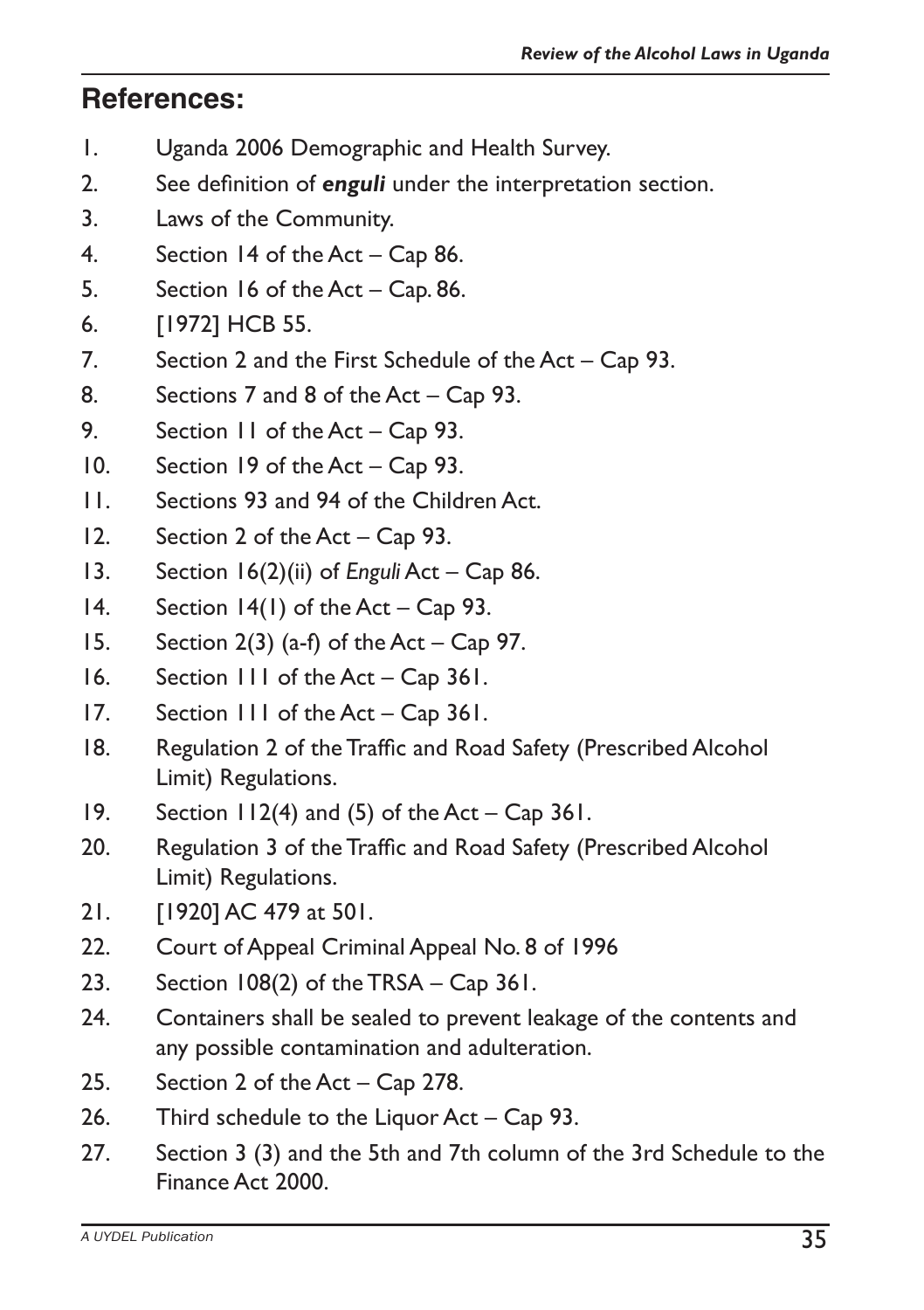## References:

1. Uganda 2006 Demographic and Health Survey.
2. See definition of ***enguli*** under the interpretation section.
3. Laws of the Community.
4. Section 14 of the Act – Cap 86.
5. Section 16 of the Act – Cap. 86.
6. [1972] HCB 55.
7. Section 2 and the First Schedule of the Act – Cap 93.
8. Sections 7 and 8 of the Act – Cap 93.
9. Section 11 of the Act – Cap 93.
10. Section 19 of the Act – Cap 93.
11. Sections 93 and 94 of the Children Act.
12. Section 2 of the Act – Cap 93.
13. Section 16(2)(ii) of *Enguli* Act – Cap 86.
14. Section 14(1) of the Act – Cap 93.
15. Section 2(3) (a-f) of the Act – Cap 97.
16. Section 111 of the Act – Cap 361.
17. Section 111 of the Act – Cap 361.
18. Regulation 2 of the Traffic and Road Safety (Prescribed Alcohol Limit) Regulations.
19. Section 112(4) and (5) of the Act – Cap 361.
20. Regulation 3 of the Traffic and Road Safety (Prescribed Alcohol Limit) Regulations.
21. [1920] AC 479 at 501.
22. Court of Appeal Criminal Appeal No. 8 of 1996
23. Section 108(2) of the TRSA – Cap 361.
24. Containers shall be sealed to prevent leakage of the contents and any possible contamination and adulteration.
25. Section 2 of the Act – Cap 278.
26. Third schedule to the Liquor Act – Cap 93.
27. Section 3 (3) and the 5th and 7th column of the 3rd Schedule to the Finance Act 2000.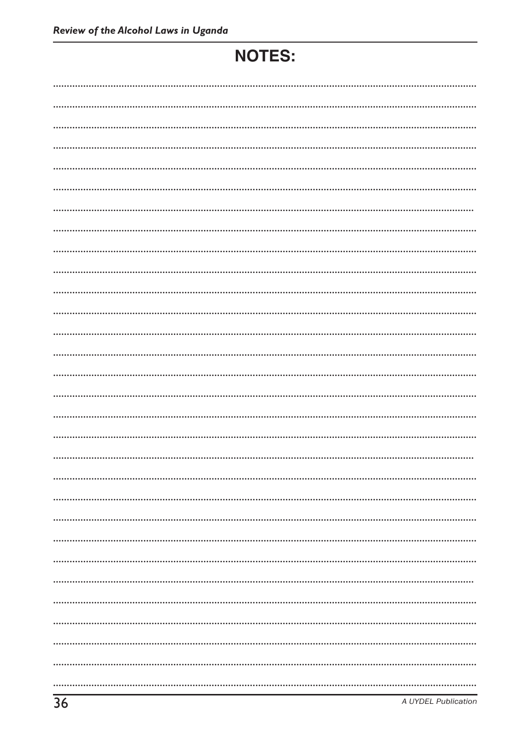# NOTES: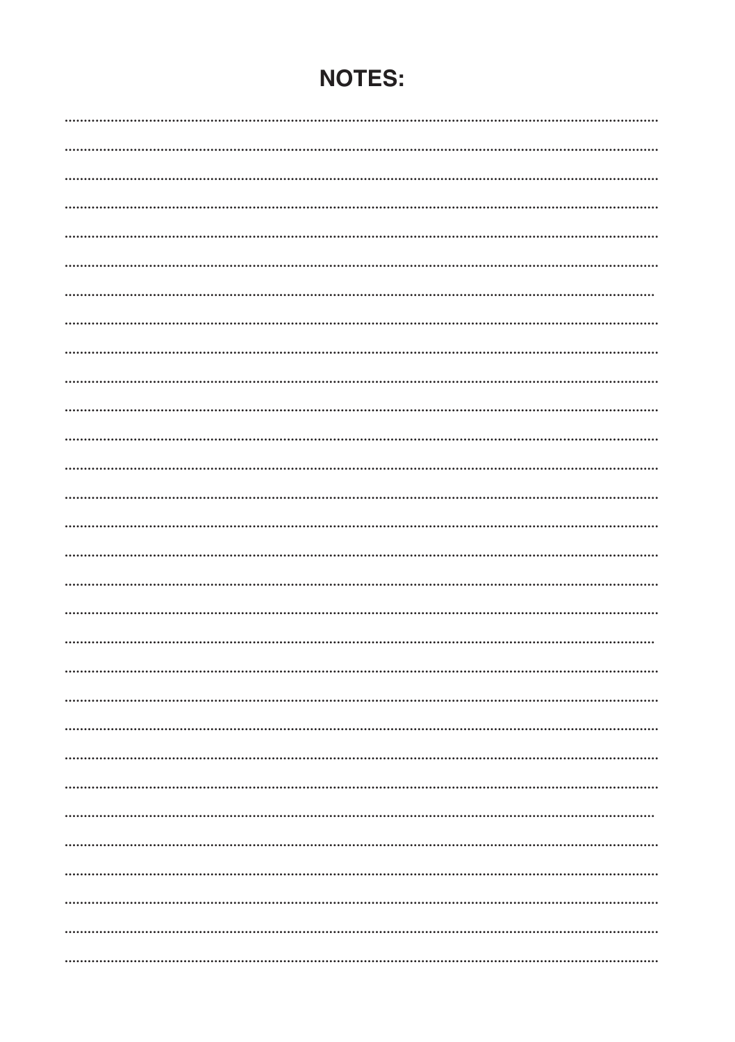# NOTES: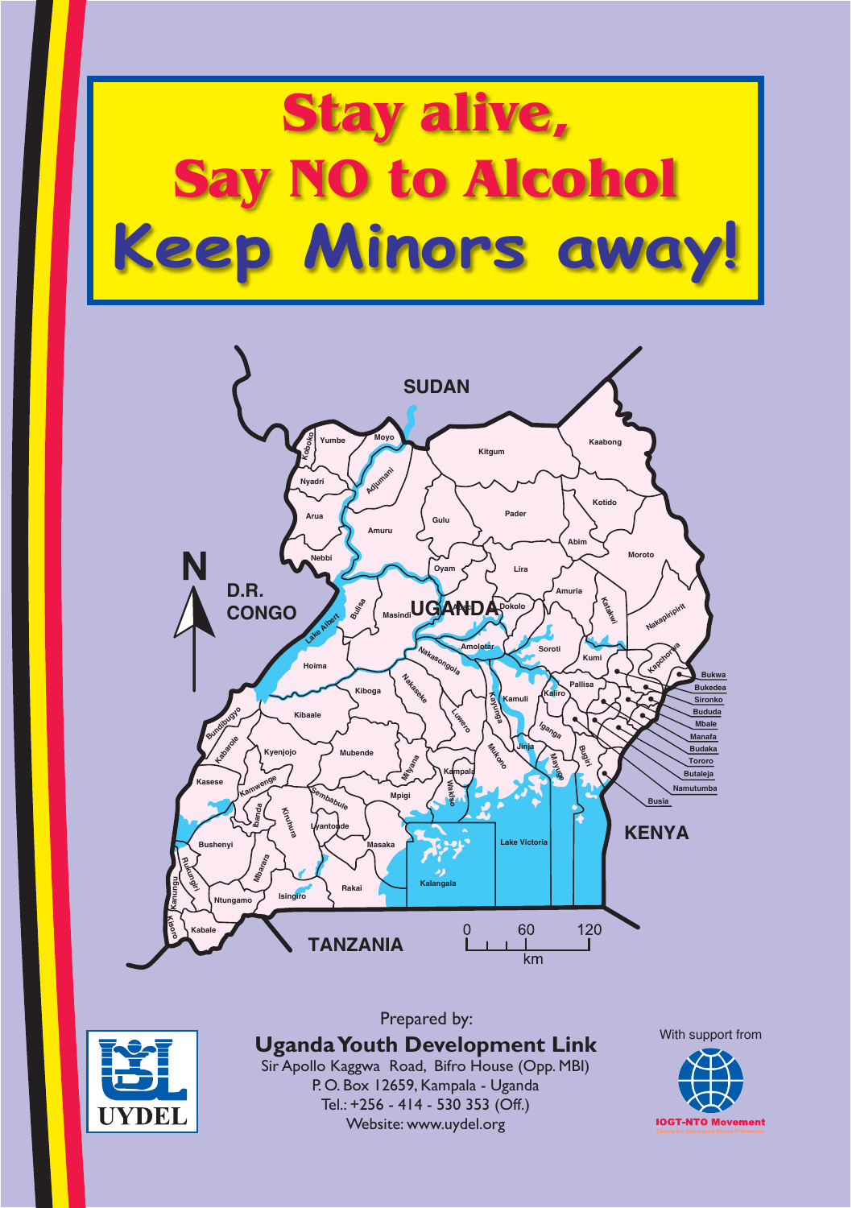# Stay alive, Say NO to Alcohol

# Keep Minors away!

Prepared by:

**Uganda Youth Development Link**

Sir Apollo Kaggwa Road, Bifro House (Opp. MBI)
P. O. Box 12659, Kampala - Uganda
Tel.: +256 - 414 - 530 353 (Off.)
Website: www.uydel.org

UYDEL

With support from

IOGT-NTO Movement